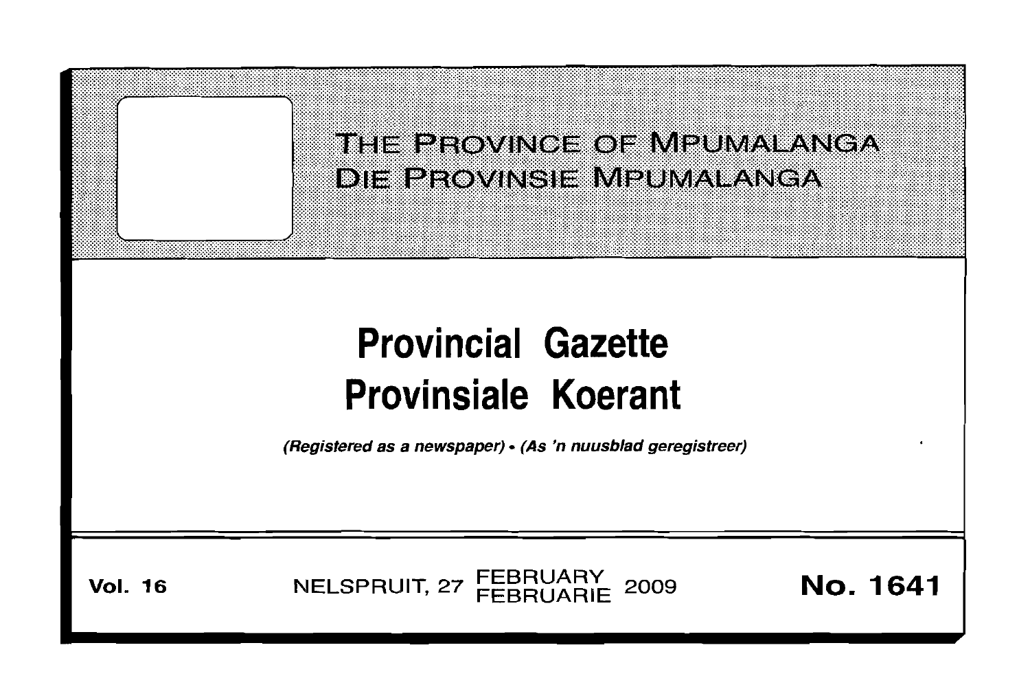# THE PROVINCE OF MPUMALANGA
# DIE PROVINSIE MPUMALANGA

# Provincial Gazette
# Provinsiale Koerant

*(Registered as a newspaper) • (As 'n nuusblad geregistreer)*

**Vol. 16** NELSPRUIT, 27 FEBRUARY FEBRUARIE 2009 **No. 1641**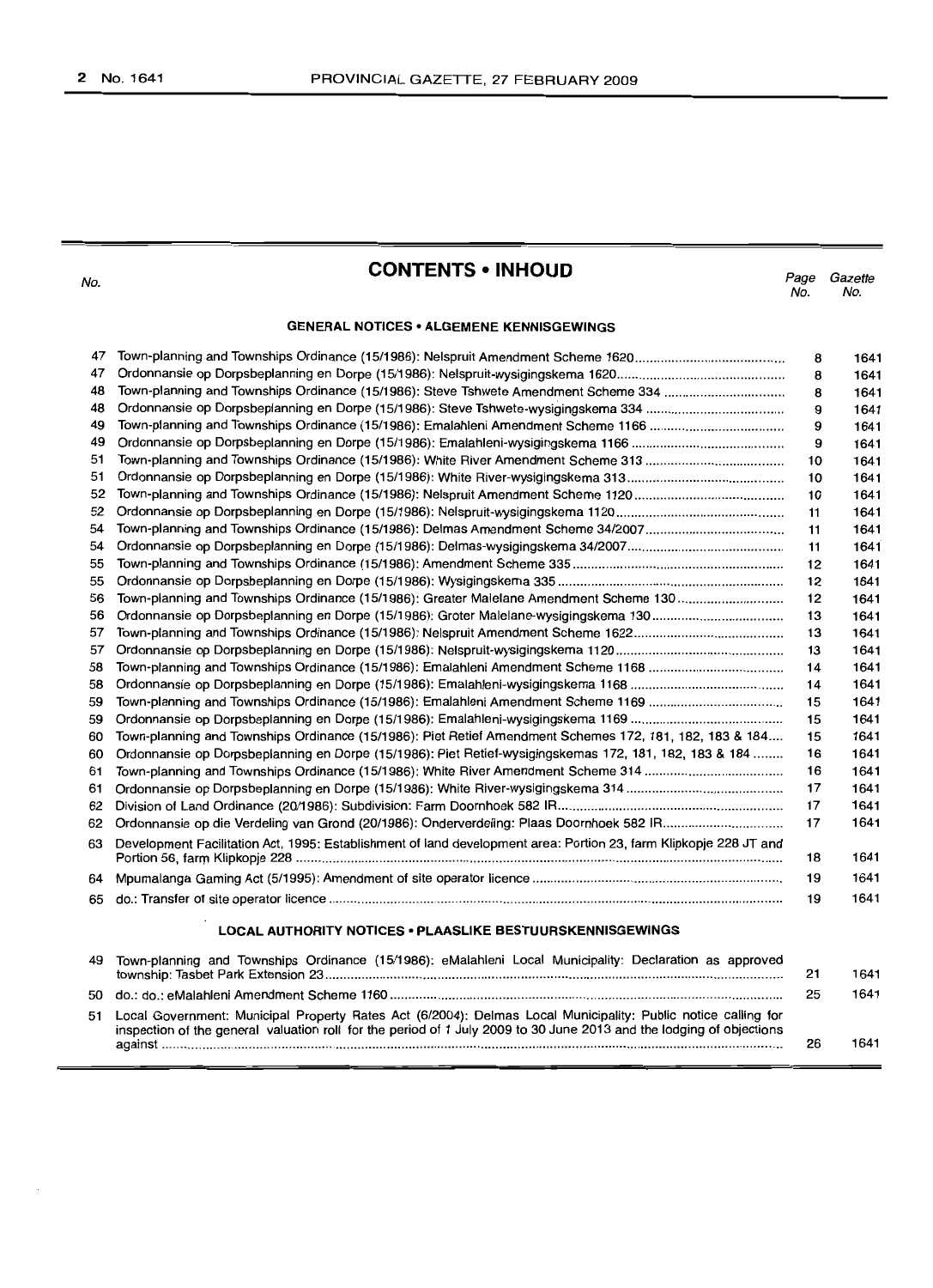## CONTENTS • INHOUD

| No. | | Page No. | Gazette No. |
|---|---|---|---|
| | **GENERAL NOTICES • ALGEMENE KENNISGEWINGS** | | |
| 47 | Town-planning and Townships Ordinance (15/1986): Nelspruit Amendment Scheme 1620 | 8 | 1641 |
| 47 | Ordonnansie op Dorpsbeplanning en Dorpe (15/1986): Nelspruit-wysigingskema 1620 | 8 | 1641 |
| 48 | Town-planning and Townships Ordinance (15/1986): Steve Tshwete Amendment Scheme 334 | 8 | 1641 |
| 48 | Ordonnansie op Dorpsbeplanning en Dorpe (15/1986): Steve Tshwete-wysigingskema 334 | 9 | 1641 |
| 49 | Town-planning and Townships Ordinance (15/1986): Emalahleni Amendment Scheme 1166 | 9 | 1641 |
| 49 | Ordonnansie op Dorpsbeplanning en Dorpe (15/1986): Emalahleni-wysigingskema 1166 | 9 | 1641 |
| 51 | Town-planning and Townships Ordinance (15/1986): White River Amendment Scheme 313 | 10 | 1641 |
| 51 | Ordonnansie op Dorpsbeplanning en Dorpe (15/1986): White River-wysigingskema 313 | 10 | 1641 |
| 52 | Town-planning and Townships Ordinance (15/1986): Nelspruit Amendment Scheme 1120 | 10 | 1641 |
| 52 | Ordonnansie op Dorpsbeplanning en Dorpe (15/1986): Nelspruit-wysigingskema 1120 | 11 | 1641 |
| 54 | Town-planning and Townships Ordinance (15/1986): Delmas Amendment Scheme 34/2007 | 11 | 1641 |
| 54 | Ordonnansie op Dorpsbeplanning en Dorpe (15/1986): Delmas-wysigingskema 34/2007 | 11 | 1641 |
| 55 | Town-planning and Townships Ordinance (15/1986): Amendment Scheme 335 | 12 | 1641 |
| 55 | Ordonnansie op Dorpsbeplanning en Dorpe (15/1986): Wysigingskema 335 | 12 | 1641 |
| 56 | Town-planning and Townships Ordinance (15/1986): Greater Malelane Amendment Scheme 130 | 12 | 1641 |
| 56 | Ordonnansie op Dorpsbeplanning en Dorpe (15/1986): Groter Malelane-wysigingskema 130 | 13 | 1641 |
| 57 | Town-planning and Townships Ordinance (15/1986): Nelspruit Amendment Scheme 1622 | 13 | 1641 |
| 57 | Ordonnansie op Dorpsbeplanning en Dorpe (15/1986): Nelspruit-wysigingskema 1120 | 13 | 1641 |
| 58 | Town-planning and Townships Ordinance (15/1986): Emalahleni Amendment Scheme 1168 | 14 | 1641 |
| 58 | Ordonnansie op Dorpsbeplanning en Dorpe (15/1986): Emalahleni-wysigingskema 1168 | 14 | 1641 |
| 59 | Town-planning and Townships Ordinance (15/1986): Emalahleni Amendment Scheme 1169 | 15 | 1641 |
| 59 | Ordonnansie op Dorpsbeplanning en Dorpe (15/1986): Emalahleni-wysigingskema 1169 | 15 | 1641 |
| 60 | Town-planning and Townships Ordinance (15/1986): Piet Retief Amendment Schemes 172, 181, 182, 183 & 184 | 15 | 1641 |
| 60 | Ordonnansie op Dorpsbeplanning en Dorpe (15/1986): Piet Retief-wysigingskemas 172, 181, 182, 183 & 184 | 16 | 1641 |
| 61 | Town-planning and Townships Ordinance (15/1986): White River Amendment Scheme 314 | 16 | 1641 |
| 61 | Ordonnansie op Dorpsbeplanning en Dorpe (15/1986): White River-wysigingskema 314 | 17 | 1641 |
| 62 | Division of Land Ordinance (20/1986): Subdivision: Farm Doornhoek 582 IR | 17 | 1641 |
| 62 | Ordonnansie op die Verdeling van Grond (20/1986): Onderverdeling: Plaas Doornhoek 582 IR | 17 | 1641 |
| 63 | Development Facilitation Act, 1995: Establishment of land development area: Portion 23, farm Klipkopje 228 JT and Portion 56, farm Klipkopje 228 | 18 | 1641 |
| 64 | Mpumalanga Gaming Act (5/1995): Amendment of site operator licence | 19 | 1641 |
| 65 | do.: Transfer of site operator licence | 19 | 1641 |
| | **LOCAL AUTHORITY NOTICES • PLAASLIKE BESTUURSKENNISGEWINGS** | | |
| 49 | Town-planning and Townships Ordinance (15/1986): eMalahleni Local Municipality: Declaration as approved township: Tasbet Park Extension 23 | 21 | 1641 |
| 50 | do.: do.: eMalahleni Amendment Scheme 1160 | 25 | 1641 |
| 51 | Local Government: Municipal Property Rates Act (6/2004): Delmas Local Municipality: Public notice calling for inspection of the general valuation roll for the period of 1 July 2009 to 30 June 2013 and the lodging of objections against | 26 | 1641 |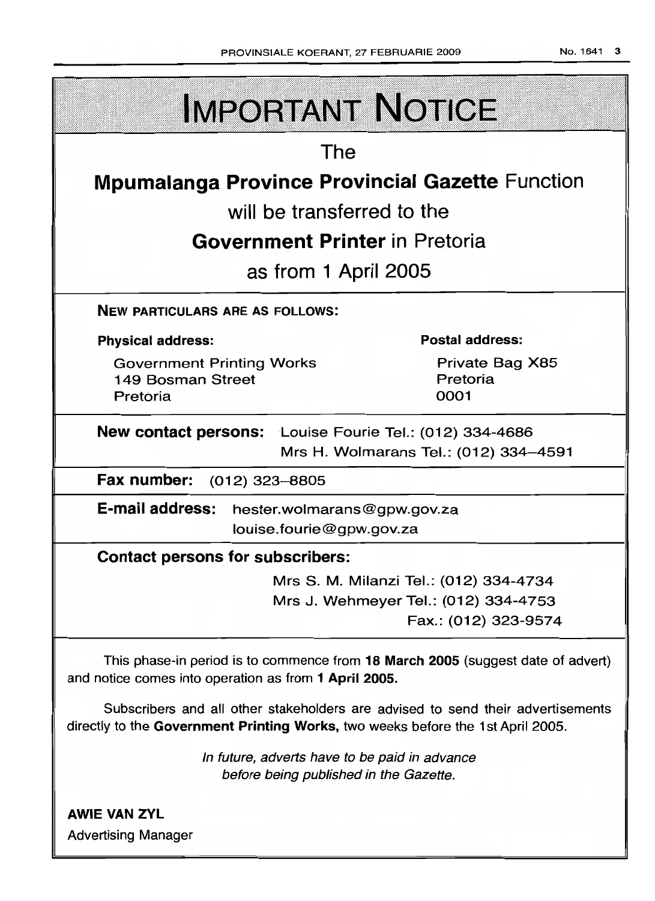# IMPORTANT NOTICE

The

**Mpumalanga Province Provincial Gazette** Function

will be transferred to the

**Government Printer** in Pretoria

as from 1 April 2005

**NEW PARTICULARS ARE AS FOLLOWS:**

| **Physical address:** | **Postal address:** |
|---|---|
| Government Printing Works<br>149 Bosman Street<br>Pretoria | Private Bag X85<br>Pretoria<br>0001 |

**New contact persons:** Louise Fourie Tel.: (012) 334-4686
Mrs H. Wolmarans Tel.: (012) 334–4591

**Fax number:** (012) 323–8805

**E-mail address:** hester.wolmarans@gpw.gov.za
louise.fourie@gpw.gov.za

**Contact persons for subscribers:**

Mrs S. M. Milanzi Tel.: (012) 334-4734
Mrs J. Wehmeyer Tel.: (012) 334-4753
Fax.: (012) 323-9574

This phase-in period is to commence from **18 March 2005** (suggest date of advert) and notice comes into operation as from **1 April 2005.**

Subscribers and all other stakeholders are advised to send their advertisements directly to the **Government Printing Works,** two weeks before the 1st April 2005.

*In future, adverts have to be paid in advance before being published in the Gazette.*

**AWIE VAN ZYL**
Advertising Manager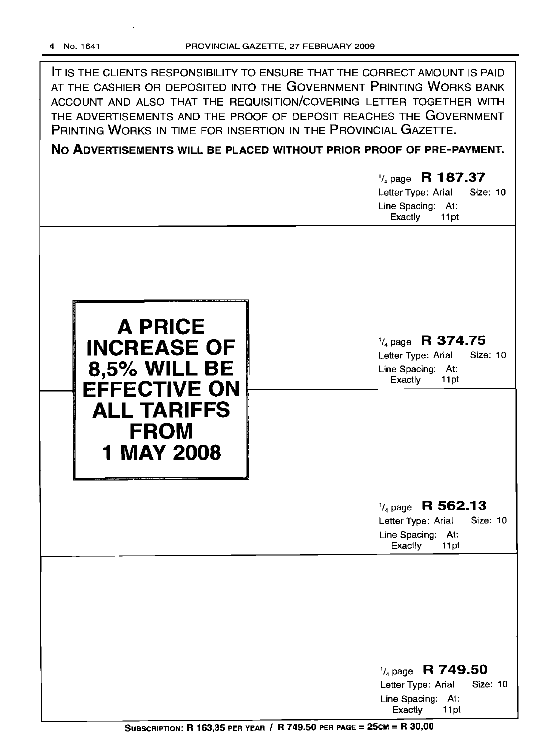IT IS THE CLIENTS RESPONSIBILITY TO ENSURE THAT THE CORRECT AMOUNT IS PAID AT THE CASHIER OR DEPOSITED INTO THE GOVERNMENT PRINTING WORKS BANK ACCOUNT AND ALSO THAT THE REQUISITION/COVERING LETTER TOGETHER WITH THE ADVERTISEMENTS AND THE PROOF OF DEPOSIT REACHES THE GOVERNMENT PRINTING WORKS IN TIME FOR INSERTION IN THE PROVINCIAL GAZETTE.

**NO ADVERTISEMENTS WILL BE PLACED WITHOUT PRIOR PROOF OF PRE-PAYMENT.**

1/4 page **R 187.37**
Letter Type: Arial Size: 10
Line Spacing: At: Exactly 11pt

**A PRICE INCREASE OF 8,5% WILL BE EFFECTIVE ON ALL TARIFFS FROM 1 MAY 2008**

1/4 page **R 374.75**
Letter Type: Arial Size: 10
Line Spacing: At: Exactly 11pt

1/4 page **R 562.13**
Letter Type: Arial Size: 10
Line Spacing: At: Exactly 11pt

1/4 page **R 749.50**
Letter Type: Arial Size: 10
Line Spacing: At: Exactly 11pt

**SUBSCRIPTION: R 163,35 PER YEAR / R 749.50 PER PAGE = 25CM = R 30,00**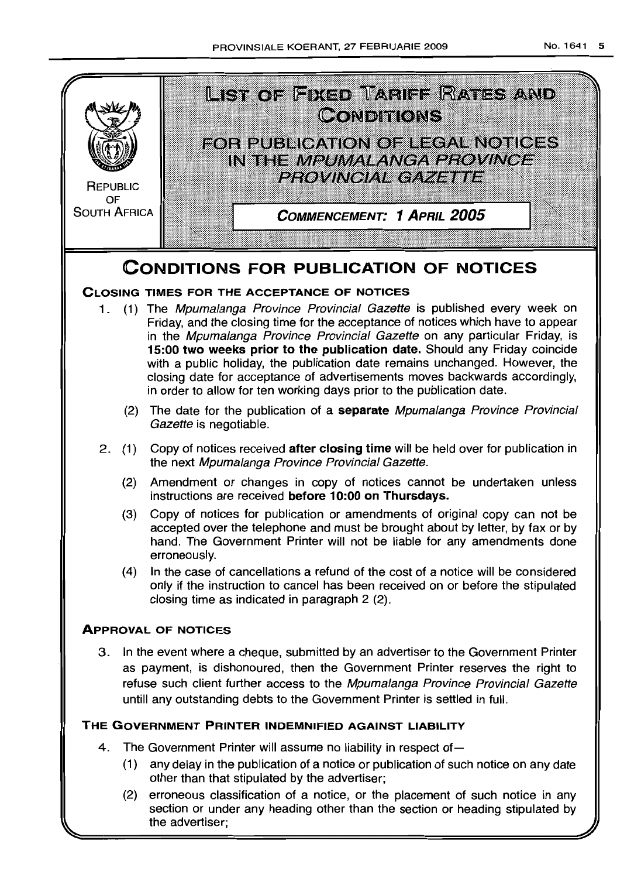REPUBLIC OF SOUTH AFRICA

# LIST OF FIXED TARIFF RATES AND CONDITIONS

## FOR PUBLICATION OF LEGAL NOTICES IN THE *MPUMALANGA PROVINCE PROVINCIAL GAZETTE*

**COMMENCEMENT: 1 APRIL 2005**

# CONDITIONS FOR PUBLICATION OF NOTICES

### CLOSING TIMES FOR THE ACCEPTANCE OF NOTICES

1. (1) The *Mpumalanga Province Provincial Gazette* is published every week on Friday, and the closing time for the acceptance of notices which have to appear in the *Mpumalanga Province Provincial Gazette* on any particular Friday, is **15:00 two weeks prior to the publication date.** Should any Friday coincide with a public holiday, the publication date remains unchanged. However, the closing date for acceptance of advertisements moves backwards accordingly, in order to allow for ten working days prior to the publication date.

   (2) The date for the publication of a **separate** *Mpumalanga Province Provincial Gazette* is negotiable.

2. (1) Copy of notices received **after closing time** will be held over for publication in the next *Mpumalanga Province Provincial Gazette.*

   (2) Amendment or changes in copy of notices cannot be undertaken unless instructions are received **before 10:00 on Thursdays.**

   (3) Copy of notices for publication or amendments of original copy can not be accepted over the telephone and must be brought about by letter, by fax or by hand. The Government Printer will not be liable for any amendments done erroneously.

   (4) In the case of cancellations a refund of the cost of a notice will be considered only if the instruction to cancel has been received on or before the stipulated closing time as indicated in paragraph 2 (2).

### APPROVAL OF NOTICES

3. In the event where a cheque, submitted by an advertiser to the Government Printer as payment, is dishonoured, then the Government Printer reserves the right to refuse such client further access to the *Mpumalanga Province Provincial Gazette* untill any outstanding debts to the Government Printer is settled in full.

### THE GOVERNMENT PRINTER INDEMNIFIED AGAINST LIABILITY

4. The Government Printer will assume no liability in respect of—

   (1) any delay in the publication of a notice or publication of such notice on any date other than that stipulated by the advertiser;

   (2) erroneous classification of a notice, or the placement of such notice in any section or under any heading other than the section or heading stipulated by the advertiser;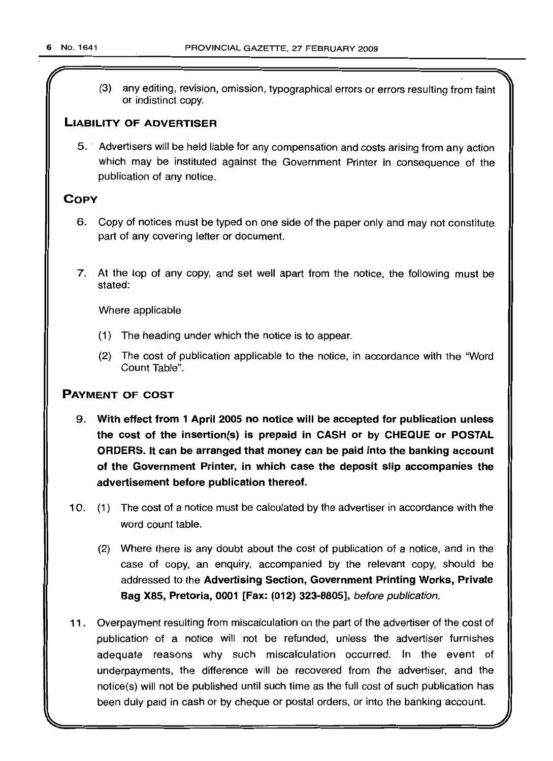(3) any editing, revision, omission, typographical errors or errors resulting from faint or indistinct copy.

## LIABILITY OF ADVERTISER

5. Advertisers will be held liable for any compensation and costs arising from any action which may be instituted against the Government Printer in consequence of the publication of any notice.

## COPY

6. Copy of notices must be typed on one side of the paper only and may not constitute part of any covering letter or document.

7. At the top of any copy, and set well apart from the notice, the following must be stated:

   Where applicable

   (1) The heading under which the notice is to appear.

   (2) The cost of publication applicable to the notice, in accordance with the "Word Count Table".

## PAYMENT OF COST

9. **With effect from 1 April 2005 no notice will be accepted for publication unless the cost of the insertion(s) is prepaid in CASH or by CHEQUE or POSTAL ORDERS. It can be arranged that money can be paid into the banking account of the Government Printer, in which case the deposit slip accompanies the advertisement before publication thereof.**

10. (1) The cost of a notice must be calculated by the advertiser in accordance with the word count table.

    (2) Where there is any doubt about the cost of publication of a notice, and in the case of copy, an enquiry, accompanied by the relevant copy, should be addressed to the **Advertising Section, Government Printing Works, Private Bag X85, Pretoria, 0001 [Fax: (012) 323-8805]**, *before publication.*

11. Overpayment resulting from miscalculation on the part of the advertiser of the cost of publication of a notice will not be refunded, unless the advertiser furnishes adequate reasons why such miscalculation occurred. In the event of underpayments, the difference will be recovered from the advertiser, and the notice(s) will not be published until such time as the full cost of such publication has been duly paid in cash or by cheque or postal orders, or into the banking account.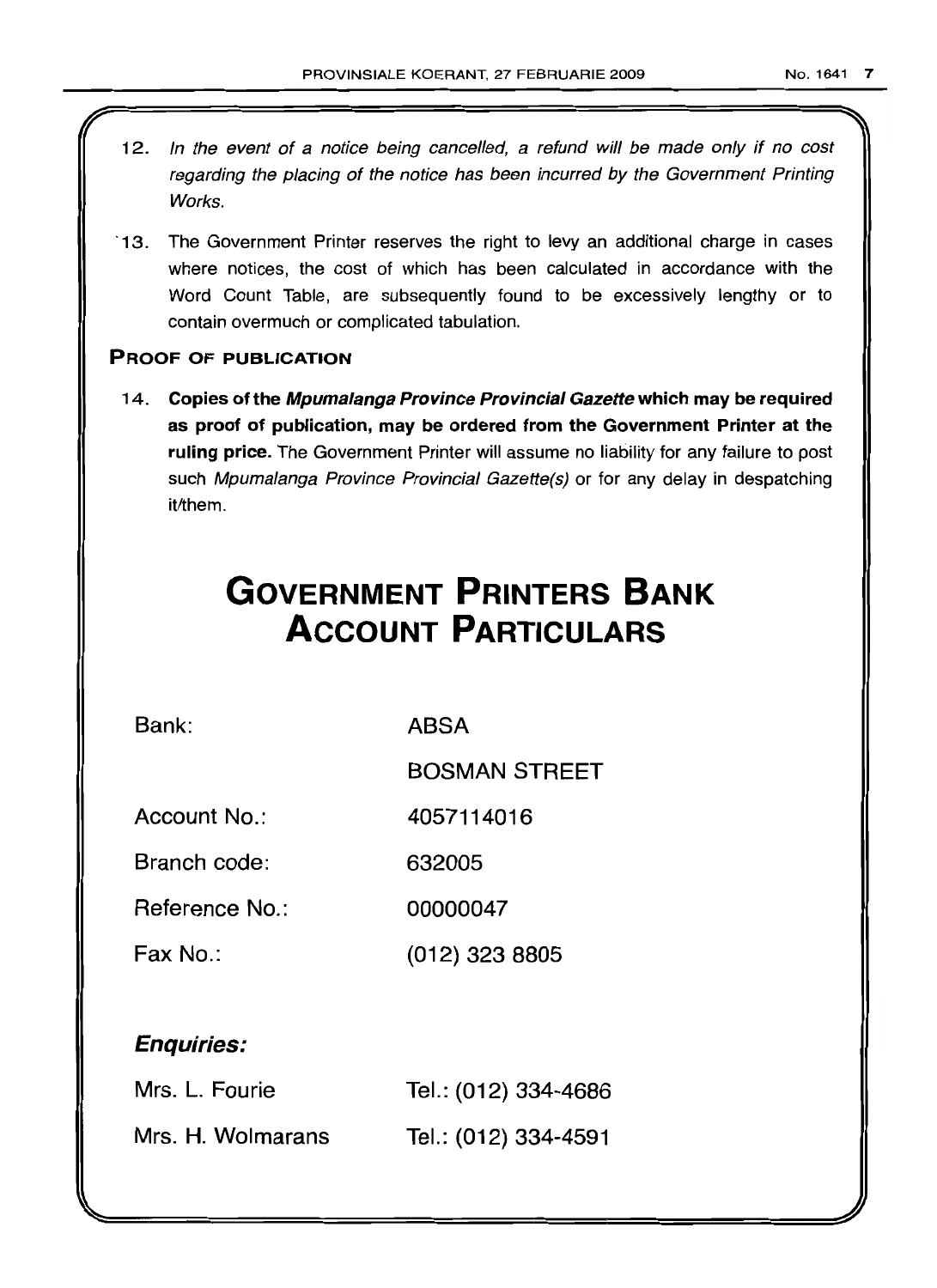12. *In the event of a notice being cancelled, a refund will be made only if no cost regarding the placing of the notice has been incurred by the Government Printing Works.*

13. The Government Printer reserves the right to levy an additional charge in cases where notices, the cost of which has been calculated in accordance with the Word Count Table, are subsequently found to be excessively lengthy or to contain overmuch or complicated tabulation.

### PROOF OF PUBLICATION

14. **Copies of the *Mpumalanga Province Provincial Gazette* which may be required as proof of publication, may be ordered from the Government Printer at the ruling price.** The Government Printer will assume no liability for any failure to post such *Mpumalanga Province Provincial Gazette(s)* or for any delay in despatching it/them.

# GOVERNMENT PRINTERS BANK ACCOUNT PARTICULARS

| | |
|---|---|
| Bank: | ABSA |
| | BOSMAN STREET |
| Account No.: | 4057114016 |
| Branch code: | 632005 |
| Reference No.: | 00000047 |
| Fax No.: | (012) 323 8805 |

### *Enquiries:*

| | |
|---|---|
| Mrs. L. Fourie | Tel.: (012) 334-4686 |
| Mrs. H. Wolmarans | Tel.: (012) 334-4591 |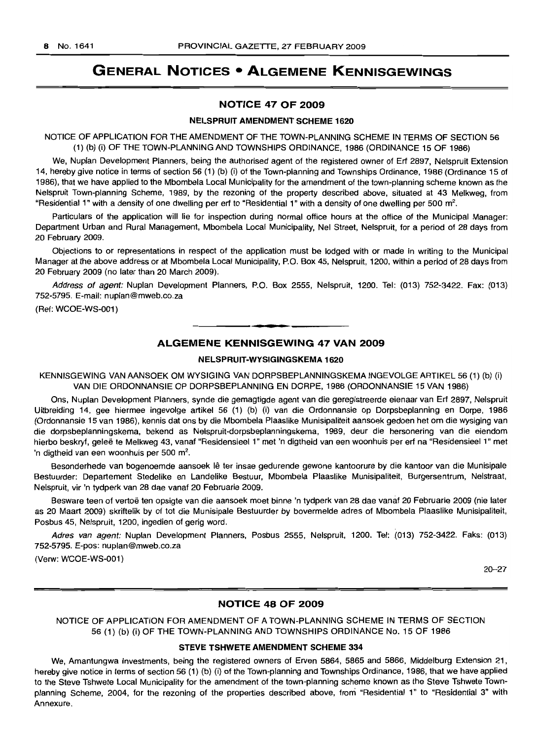# GENERAL NOTICES • ALGEMENE KENNISGEWINGS

## NOTICE 47 OF 2009

### NELSPRUIT AMENDMENT SCHEME 1620

NOTICE OF APPLICATION FOR THE AMENDMENT OF THE TOWN-PLANNING SCHEME IN TERMS OF SECTION 56 (1) (b) (i) OF THE TOWN-PLANNING AND TOWNSHIPS ORDINANCE, 1986 (ORDINANCE 15 OF 1986)

We, Nuplan Development Planners, being the authorised agent of the registered owner of Erf 2897, Nelspruit Extension 14, hereby give notice in terms of section 56 (1) (b) (i) of the Town-planning and Townships Ordinance, 1986 (Ordinance 15 of 1986), that we have applied to the Mbombela Local Municipality for the amendment of the town-planning scheme known as the Nelspruit Town-planning Scheme, 1989, by the rezoning of the property described above, situated at 43 Melkweg, from "Residential 1" with a density of one dwelling per erf to "Residential 1" with a density of one dwelling per 500 m$^2$.

Particulars of the application will lie for inspection during normal office hours at the office of the Municipal Manager: Department Urban and Rural Management, Mbombela Local Municipality, Nel Street, Nelspruit, for a period of 28 days from 20 February 2009.

Objections to or representations in respect of the application must be lodged with or made in writing to the Municipal Manager at the above address or at Mbombela Local Municipality, P.O. Box 45, Nelspruit, 1200, within a period of 28 days from 20 February 2009 (no later than 20 March 2009).

*Address of agent:* Nuplan Development Planners, P.O. Box 2555, Nelspruit, 1200. Tel: (013) 752-3422. Fax: (013) 752-5795. E-mail: nuplan@mweb.co.za

(Ref: WCOE-WS-001)

---

## ALGEMENE KENNISGEWING 47 VAN 2009

### NELSPRUIT-WYSIGINGSKEMA 1620

KENNISGEWING VAN AANSOEK OM WYSIGING VAN DORPSBEPLANNINGSKEMA INGEVOLGE ARTIKEL 56 (1) (b) (i) VAN DIE ORDONNANSIE OP DORPSBEPLANNING EN DORPE, 1986 (ORDONNANSIE 15 VAN 1986)

Ons, Nuplan Development Planners, synde die gemagtigde agent van die geregistreerde eienaar van Erf 2897, Nelspruit Uitbreiding 14, gee hiermee ingevolge artikel 56 (1) (b) (i) van die Ordonnansie op Dorpsbeplanning en Dorpe, 1986 (Ordonnansie 15 van 1986), kennis dat ons by die Mbombela Plaaslike Munisipaliteit aansoek gedoen het om die wysiging van die dorpsbeplanningskema, bekend as Nelspruit-dorpsbeplanningskema, 1989, deur die hersonering van die eiendom hierbo beskryf, geleë te Melkweg 43, vanaf "Residensieel 1" met 'n digtheid van een woonhuis per erf na "Residensieel 1" met 'n digtheid van een woonhuis per 500 m$^2$.

Besonderhede van bogenoemde aansoek lê ter insae gedurende gewone kantoorure by die kantoor van die Munisipale Bestuurder: Departement Stedelike en Landelike Bestuur, Mbombela Plaaslike Munisipaliteit, Burgersentrum, Nelstraat, Nelspruit, vir 'n tydperk van 28 dae vanaf 20 Februarie 2009.

Besware teen of vertoë ten opsigte van die aansoek moet binne 'n tydperk van 28 dae vanaf 20 Februarie 2009 (nie later as 20 Maart 2009) skriftelik by of tot die Munisipale Bestuurder by bovermelde adres of Mbombela Plaaslike Munisipaliteit, Posbus 45, Nelspruit, 1200, ingedien of gerig word.

*Adres van agent:* Nuplan Development Planners, Posbus 2555, Nelspruit, 1200. Tel: (013) 752-3422. Faks: (013) 752-5795. E-pos: nuplan@mweb.co.za

(Verw: WCOE-WS-001)

20–27

---

## NOTICE 48 OF 2009

NOTICE OF APPLICATION FOR AMENDMENT OF A TOWN-PLANNING SCHEME IN TERMS OF SECTION 56 (1) (b) (i) OF THE TOWN-PLANNING AND TOWNSHIPS ORDINANCE No. 15 OF 1986

### STEVE TSHWETE AMENDMENT SCHEME 334

We, Amantungwa Investments, being the registered owners of Erven 5864, 5865 and 5866, Middelburg Extension 21, hereby give notice in terms of section 56 (1) (b) (i) of the Town-planning and Townships Ordinance, 1986, that we have applied to the Steve Tshwete Local Municipality for the amendment of the town-planning scheme known as the Steve Tshwete Town-planning Scheme, 2004, for the rezoning of the properties described above, from "Residential 1" to "Residential 3" with Annexure.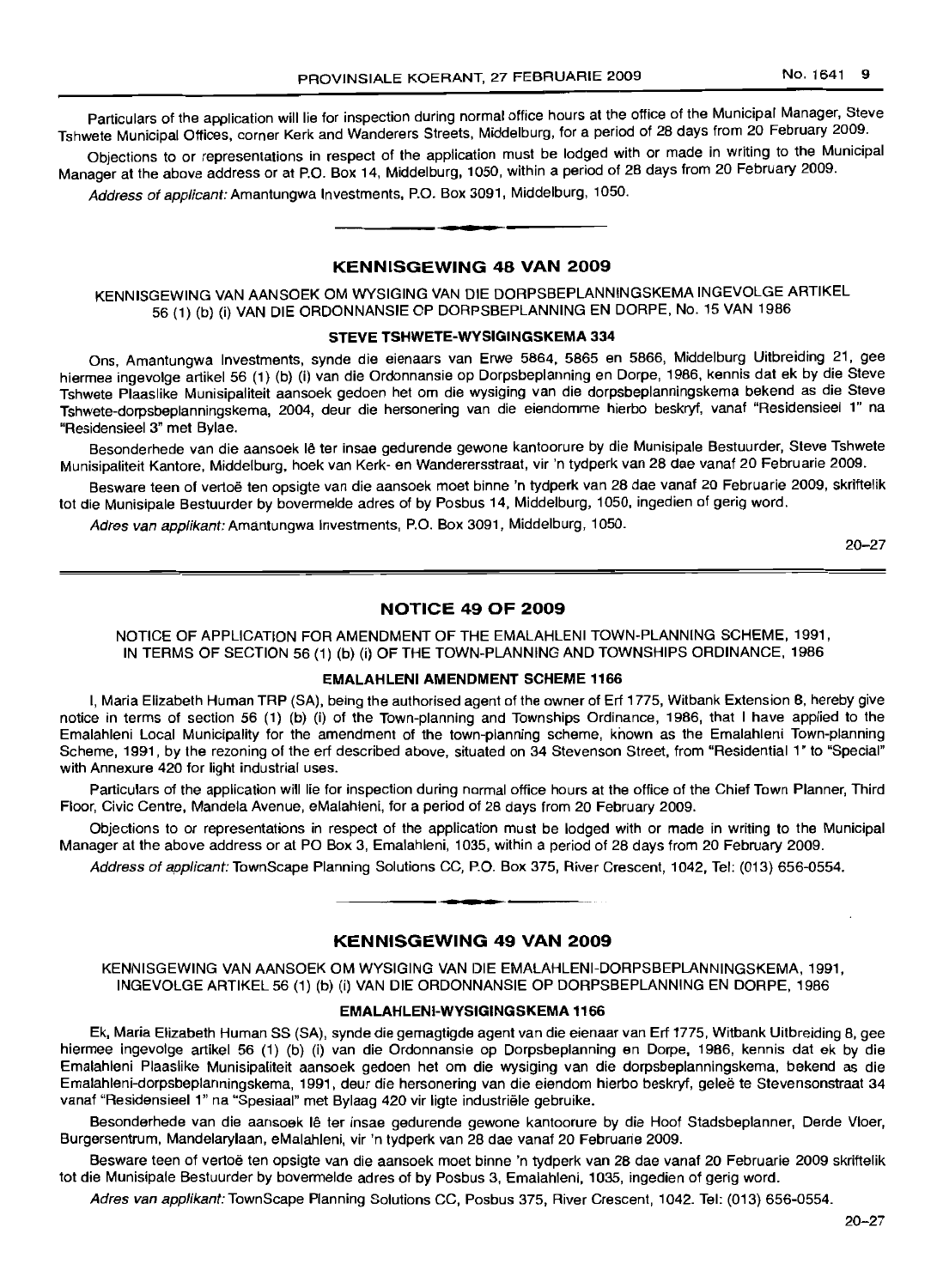Particulars of the application will lie for inspection during normal office hours at the office of the Municipal Manager, Steve Tshwete Municipal Offices, corner Kerk and Wanderers Streets, Middelburg, for a period of 28 days from 20 February 2009.

Objections to or representations in respect of the application must be lodged with or made in writing to the Municipal Manager at the above address or at P.O. Box 14, Middelburg, 1050, within a period of 28 days from 20 February 2009.

*Address of applicant:* Amantungwa Investments, P.O. Box 3091, Middelburg, 1050.

## KENNISGEWING 48 VAN 2009

KENNISGEWING VAN AANSOEK OM WYSIGING VAN DIE DORPSBEPLANNINGSKEMA INGEVOLGE ARTIKEL 56 (1) (b) (i) VAN DIE ORDONNANSIE OP DORPSBEPLANNING EN DORPE, No. 15 VAN 1986

### STEVE TSHWETE-WYSIGINGSKEMA 334

Ons, Amantungwa Investments, synde die eienaars van Erwe 5864, 5865 en 5866, Middelburg Uitbreiding 21, gee hiermee ingevolge artikel 56 (1) (b) (i) van die Ordonnansie op Dorpsbeplanning en Dorpe, 1986, kennis dat ek by die Steve Tshwete Plaaslike Munisipaliteit aansoek gedoen het om die wysiging van die dorpsbeplanningskema bekend as die Steve Tshwete-dorpsbeplanningskema, 2004, deur die hersonering van die eiendomme hierbo beskryf, vanaf "Residensieel 1" na "Residensieel 3" met Bylae.

Besonderhede van die aansoek lê ter insae gedurende gewone kantoorure by die Munisipale Bestuurder, Steve Tshwete Munisipaliteit Kantore, Middelburg, hoek van Kerk- en Wanderersstraat, vir 'n tydperk van 28 dae vanaf 20 Februarie 2009.

Besware teen of vertoë ten opsigte van die aansoek moet binne 'n tydperk van 28 dae vanaf 20 Februarie 2009, skriftelik tot die Munisipale Bestuurder by bovermelde adres of by Posbus 14, Middelburg, 1050, ingedien of gerig word.

*Adres van applikant:* Amantungwa Investments, P.O. Box 3091, Middelburg, 1050.

20–27

## NOTICE 49 OF 2009

NOTICE OF APPLICATION FOR AMENDMENT OF THE EMALAHLENI TOWN-PLANNING SCHEME, 1991, IN TERMS OF SECTION 56 (1) (b) (i) OF THE TOWN-PLANNING AND TOWNSHIPS ORDINANCE, 1986

### EMALAHLENI AMENDMENT SCHEME 1166

I, Maria Elizabeth Human TRP (SA), being the authorised agent of the owner of Erf 1775, Witbank Extension 8, hereby give notice in terms of section 56 (1) (b) (i) of the Town-planning and Townships Ordinance, 1986, that I have applied to the Emalahleni Local Municipality for the amendment of the town-planning scheme, known as the Emalahleni Town-planning Scheme, 1991, by the rezoning of the erf described above, situated on 34 Stevenson Street, from "Residential 1" to "Special" with Annexure 420 for light industrial uses.

Particulars of the application will lie for inspection during normal office hours at the office of the Chief Town Planner, Third Floor, Civic Centre, Mandela Avenue, eMalahleni, for a period of 28 days from 20 February 2009.

Objections to or representations in respect of the application must be lodged with or made in writing to the Municipal Manager at the above address or at PO Box 3, Emalahleni, 1035, within a period of 28 days from 20 February 2009.

*Address of applicant:* TownScape Planning Solutions CC, P.O. Box 375, River Crescent, 1042, Tel: (013) 656-0554.

## KENNISGEWING 49 VAN 2009

KENNISGEWING VAN AANSOEK OM WYSIGING VAN DIE EMALAHLENI-DORPSBEPLANNINGSKEMA, 1991, INGEVOLGE ARTIKEL 56 (1) (b) (i) VAN DIE ORDONNANSIE OP DORPSBEPLANNING EN DORPE, 1986

### EMALAHLENI-WYSIGINGSKEMA 1166

Ek, Maria Elizabeth Human SS (SA), synde die gemagtigde agent van die eienaar van Erf 1775, Witbank Uitbreiding 8, gee hiermee ingevolge artikel 56 (1) (b) (i) van die Ordonnansie op Dorpsbeplanning en Dorpe, 1986, kennis dat ek by die Emalahleni Plaaslike Munisipaliteit aansoek gedoen het om die wysiging van die dorpsbeplanningskema, bekend as die Emalahleni-dorpsbeplanningskema, 1991, deur die hersonering van die eiendom hierbo beskryf, geleë te Stevensonstraat 34 vanaf "Residensieel 1" na "Spesiaal" met Bylaag 420 vir ligte industriële gebruike.

Besonderhede van die aansoek lê ter insae gedurende gewone kantoorure by die Hoof Stadsbeplanner, Derde Vloer, Burgersentrum, Mandelarylaan, eMalahleni, vir 'n tydperk van 28 dae vanaf 20 Februarie 2009.

Besware teen of vertoë ten opsigte van die aansoek moet binne 'n tydperk van 28 dae vanaf 20 Februarie 2009 skriftelik tot die Munisipale Bestuurder by bovermelde adres of by Posbus 3, Emalahleni, 1035, ingedien of gerig word.

*Adres van applikant:* TownScape Planning Solutions CC, Posbus 375, River Crescent, 1042. Tel: (013) 656-0554.

20–27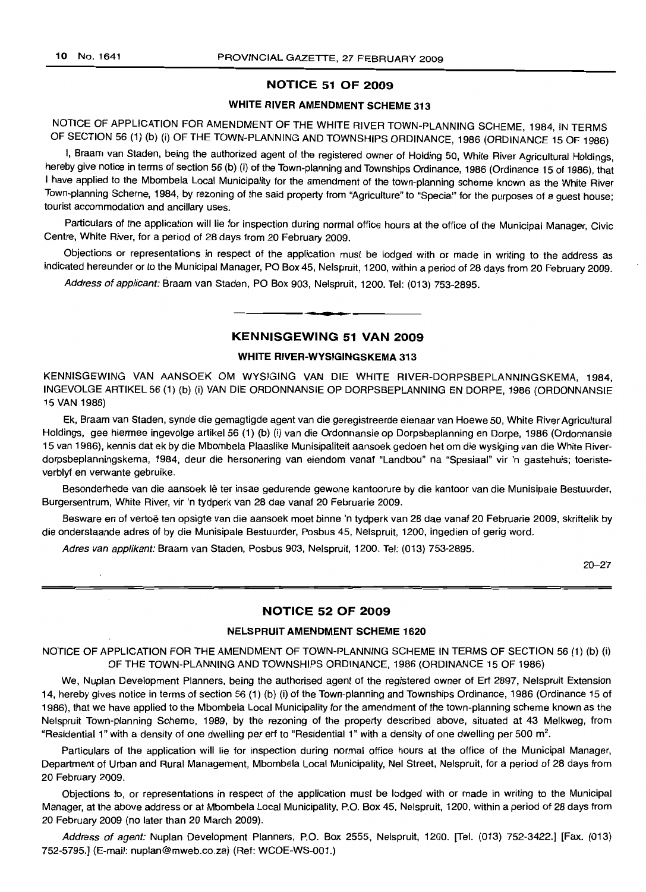## NOTICE 51 OF 2009

### WHITE RIVER AMENDMENT SCHEME 313

NOTICE OF APPLICATION FOR AMENDMENT OF THE WHITE RIVER TOWN-PLANNING SCHEME, 1984, IN TERMS OF SECTION 56 (1) (b) (i) OF THE TOWN-PLANNING AND TOWNSHIPS ORDINANCE, 1986 (ORDINANCE 15 OF 1986)

I, Braam van Staden, being the authorized agent of the registered owner of Holding 50, White River Agricultural Holdings, hereby give notice in terms of section 56 (b) (i) of the Town-planning and Townships Ordinance, 1986 (Ordinance 15 of 1986), that I have applied to the Mbombela Local Municipality for the amendment of the town-planning scheme known as the White River Town-planning Scheme, 1984, by rezoning of the said property from "Agriculture" to "Special" for the purposes of a guest house; tourist accommodation and ancillary uses.

Particulars of the application will lie for inspection during normal office hours at the office of the Municipal Manager, Civic Centre, White River, for a period of 28 days from 20 February 2009.

Objections or representations in respect of the application must be lodged with or made in writing to the address as indicated hereunder or to the Municipal Manager, PO Box 45, Nelspruit, 1200, within a period of 28 days from 20 February 2009.

*Address of applicant:* Braam van Staden, PO Box 903, Nelspruit, 1200. Tel: (013) 753-2895.

---

## KENNISGEWING 51 VAN 2009

### WHITE RIVER-WYSIGINGSKEMA 313

KENNISGEWING VAN AANSOEK OM WYSIGING VAN DIE WHITE RIVER-DORPSBEPLANNINGSKEMA, 1984, INGEVOLGE ARTIKEL 56 (1) (b) (i) VAN DIE ORDONNANSIE OP DORPSBEPLANNING EN DORPE, 1986 (ORDONNANSIE 15 VAN 1986)

Ek, Braam van Staden, synde die gemagtigde agent van die geregistreerde eienaar van Hoewe 50, White River Agricultural Holdings, gee hiermee ingevolge artikel 56 (1) (b) (i) van die Ordonnansie op Dorpsbeplanning en Dorpe, 1986 (Ordonnansie 15 van 1986), kennis dat ek by die Mbombela Plaaslike Munisipaliteit aansoek gedoen het om die wysiging van die White River-dorpsbeplanningskema, 1984, deur die hersonering van eiendom vanaf "Landbou" na "Spesiaal" vir 'n gastehuis; toeristeverblyf en verwante gebruike.

Besonderhede van die aansoek lê ter insae gedurende gewone kantoorure by die kantoor van die Munisipale Bestuurder, Burgersentrum, White River, vir 'n tydperk van 28 dae vanaf 20 Februarie 2009.

Besware en of vertoë ten opsigte van die aansoek moet binne 'n tydperk van 28 dae vanaf 20 Februarie 2009, skriftelik by die onderstaande adres of by die Munisipale Bestuurder, Posbus 45, Nelspruit, 1200, ingedien of gerig word.

*Adres van applikant:* Braam van Staden, Posbus 903, Nelspruit, 1200. Tel: (013) 753-2895.

20–27

---

## NOTICE 52 OF 2009

### NELSPRUIT AMENDMENT SCHEME 1620

NOTICE OF APPLICATION FOR THE AMENDMENT OF TOWN-PLANNING SCHEME IN TERMS OF SECTION 56 (1) (b) (i) OF THE TOWN-PLANNING AND TOWNSHIPS ORDINANCE, 1986 (ORDINANCE 15 OF 1986)

We, Nuplan Development Planners, being the authorised agent of the registered owner of Erf 2897, Nelspruit Extension 14, hereby gives notice in terms of section 56 (1) (b) (i) of the Town-planning and Townships Ordinance, 1986 (Ordinance 15 of 1986), that we have applied to the Mbombela Local Municipality for the amendment of the town-planning scheme known as the Nelspruit Town-planning Scheme, 1989, by the rezoning of the property described above, situated at 43 Melkweg, from "Residential 1" with a density of one dwelling per erf to "Residential 1" with a density of one dwelling per 500 m².

Particulars of the application will lie for inspection during normal office hours at the office of the Municipal Manager, Department of Urban and Rural Management, Mbombela Local Municipality, Nel Street, Nelspruit, for a period of 28 days from 20 February 2009.

Objections to, or representations in respect of the application must be lodged with or made in writing to the Municipal Manager, at the above address or at Mbombela Local Municipality, P.O. Box 45, Nelspruit, 1200, within a period of 28 days from 20 February 2009 (no later than 20 March 2009).

*Address of agent:* Nuplan Development Planners, P.O. Box 2555, Nelspruit, 1200. [Tel. (013) 752-3422.] [Fax. (013) 752-5795.] (E-mail: nuplan@mweb.co.za) (Ref: WCOE-WS-001.)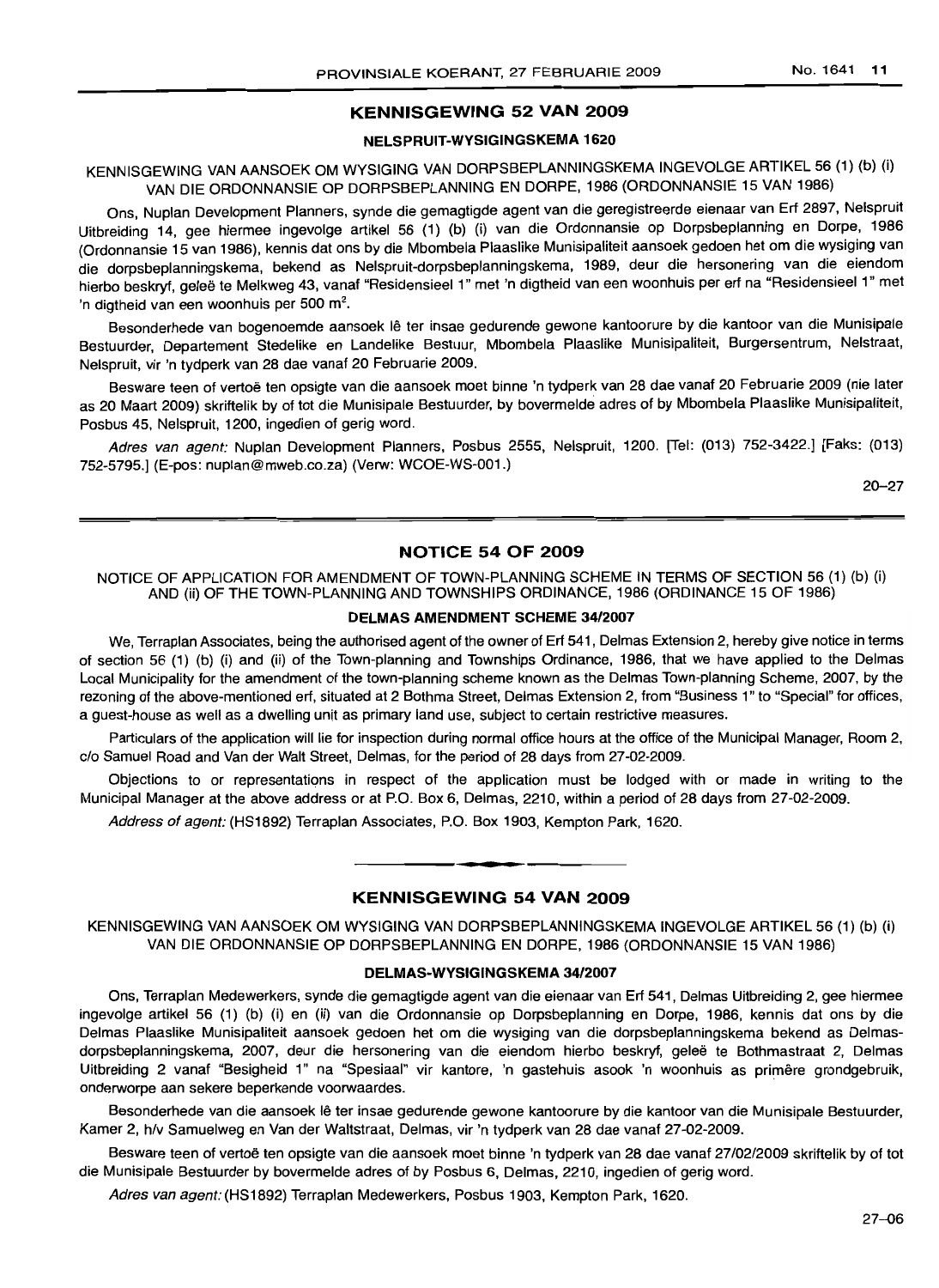## KENNISGEWING 52 VAN 2009

### NELSPRUIT-WYSIGINGSKEMA 1620

KENNISGEWING VAN AANSOEK OM WYSIGING VAN DORPSBEPLANNINGSKEMA INGEVOLGE ARTIKEL 56 (1) (b) (i) VAN DIE ORDONNANSIE OP DORPSBEPLANNING EN DORPE, 1986 (ORDONNANSIE 15 VAN 1986)

Ons, Nuplan Development Planners, synde die gemagtigde agent van die geregistreerde eienaar van Erf 2897, Nelspruit Uitbreiding 14, gee hiermee ingevolge artikel 56 (1) (b) (i) van die Ordonnansie op Dorpsbeplanning en Dorpe, 1986 (Ordonnansie 15 van 1986), kennis dat ons by die Mbombela Plaaslike Munisipaliteit aansoek gedoen het om die wysiging van die dorpsbeplanningskema, bekend as Nelspruit-dorpsbeplanningskema, 1989, deur die hersonering van die eiendom hierbo beskryf, geleë te Melkweg 43, vanaf "Residensieel 1" met 'n digtheid van een woonhuis per erf na "Residensieel 1" met 'n digtheid van een woonhuis per 500 m².

Besonderhede van bogenoemde aansoek lê ter insae gedurende gewone kantoorure by die kantoor van die Munisipale Bestuurder, Departement Stedelike en Landelike Bestuur, Mbombela Plaaslike Munisipaliteit, Burgersentrum, Nelstraat, Nelspruit, vir 'n tydperk van 28 dae vanaf 20 Februarie 2009.

Besware teen of vertoë ten opsigte van die aansoek moet binne 'n tydperk van 28 dae vanaf 20 Februarie 2009 (nie later as 20 Maart 2009) skriftelik by of tot die Munisipale Bestuurder, by bovermelde adres of by Mbombela Plaaslike Munisipaliteit, Posbus 45, Nelspruit, 1200, ingedien of gerig word.

*Adres van agent:* Nuplan Development Planners, Posbus 2555, Nelspruit, 1200. [Tel: (013) 752-3422.] [Faks: (013) 752-5795.] (E-pos: nuplan@mweb.co.za) (Verw: WCOE-WS-001.)

20–27

## NOTICE 54 OF 2009

NOTICE OF APPLICATION FOR AMENDMENT OF TOWN-PLANNING SCHEME IN TERMS OF SECTION 56 (1) (b) (i) AND (ii) OF THE TOWN-PLANNING AND TOWNSHIPS ORDINANCE, 1986 (ORDINANCE 15 OF 1986)

### DELMAS AMENDMENT SCHEME 34/2007

We, Terraplan Associates, being the authorised agent of the owner of Erf 541, Delmas Extension 2, hereby give notice in terms of section 56 (1) (b) (i) and (ii) of the Town-planning and Townships Ordinance, 1986, that we have applied to the Delmas Local Municipality for the amendment of the town-planning scheme known as the Delmas Town-planning Scheme, 2007, by the rezoning of the above-mentioned erf, situated at 2 Bothma Street, Delmas Extension 2, from "Business 1" to "Special" for offices, a guest-house as well as a dwelling unit as primary land use, subject to certain restrictive measures.

Particulars of the application will lie for inspection during normal office hours at the office of the Municipal Manager, Room 2, c/o Samuel Road and Van der Walt Street, Delmas, for the period of 28 days from 27-02-2009.

Objections to or representations in respect of the application must be lodged with or made in writing to the Municipal Manager at the above address or at P.O. Box 6, Delmas, 2210, within a period of 28 days from 27-02-2009.

*Address of agent:* (HS1892) Terraplan Associates, P.O. Box 1903, Kempton Park, 1620.

## KENNISGEWING 54 VAN 2009

KENNISGEWING VAN AANSOEK OM WYSIGING VAN DORPSBEPLANNINGSKEMA INGEVOLGE ARTIKEL 56 (1) (b) (i) VAN DIE ORDONNANSIE OP DORPSBEPLANNING EN DORPE, 1986 (ORDONNANSIE 15 VAN 1986)

### DELMAS-WYSIGINGSKEMA 34/2007

Ons, Terraplan Medewerkers, synde die gemagtigde agent van die eienaar van Erf 541, Delmas Uitbreiding 2, gee hiermee ingevolge artikel 56 (1) (b) (i) en (ii) van die Ordonnansie op Dorpsbeplanning en Dorpe, 1986, kennis dat ons by die Delmas Plaaslike Munisipaliteit aansoek gedoen het om die wysiging van die dorpsbeplanningskema bekend as Delmas-dorpsbeplanningskema, 2007, deur die hersonering van die eiendom hierbo beskryf, geleë te Bothmastraat 2, Delmas Uitbreiding 2 vanaf "Besigheid 1" na "Spesiaal" vir kantore, 'n gastehuis asook 'n woonhuis as primêre grondgebruik, onderworpe aan sekere beperkende voorwaardes.

Besonderhede van die aansoek lê ter insae gedurende gewone kantoorure by die kantoor van die Munisipale Bestuurder, Kamer 2, h/v Samuelweg en Van der Waltstraat, Delmas, vir 'n tydperk van 28 dae vanaf 27-02-2009.

Besware teen of vertoë ten opsigte van die aansoek moet binne 'n tydperk van 28 dae vanaf 27/02/2009 skriftelik by of tot die Munisipale Bestuurder by bovermelde adres of by Posbus 6, Delmas, 2210, ingedien of gerig word.

*Adres van agent:* (HS1892) Terraplan Medewerkers, Posbus 1903, Kempton Park, 1620.

27–06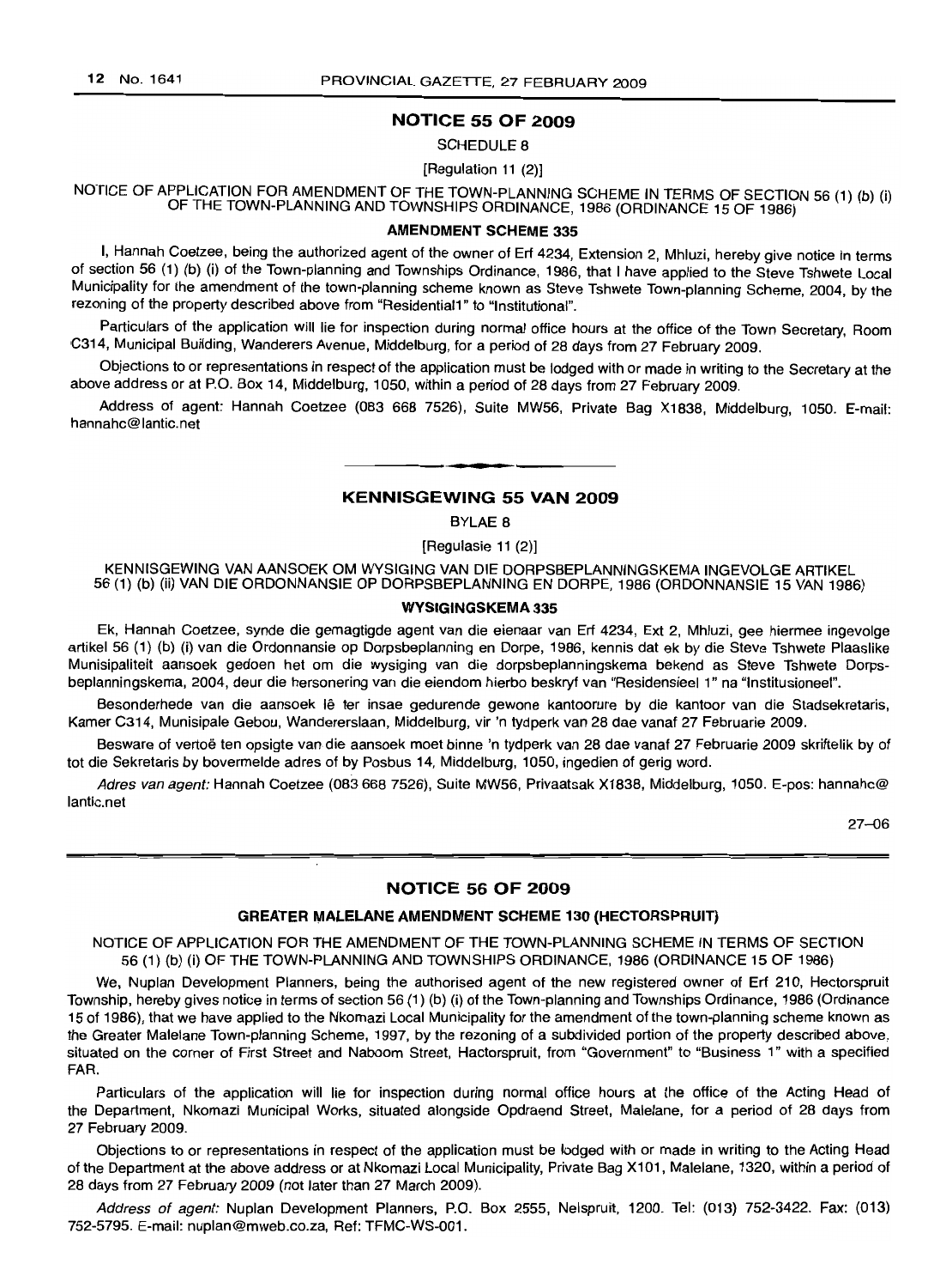## NOTICE 55 OF 2009

SCHEDULE 8

[Regulation 11 (2)]

NOTICE OF APPLICATION FOR AMENDMENT OF THE TOWN-PLANNING SCHEME IN TERMS OF SECTION 56 (1) (b) (i) OF THE TOWN-PLANNING AND TOWNSHIPS ORDINANCE, 1986 (ORDINANCE 15 OF 1986)

### AMENDMENT SCHEME 335

I, Hannah Coetzee, being the authorized agent of the owner of Erf 4234, Extension 2, Mhluzi, hereby give notice in terms of section 56 (1) (b) (i) of the Town-planning and Townships Ordinance, 1986, that I have applied to the Steve Tshwete Local Municipality for the amendment of the town-planning scheme known as Steve Tshwete Town-planning Scheme, 2004, by the rezoning of the property described above from "Residential1" to "Institutional".

Particulars of the application will lie for inspection during normal office hours at the office of the Town Secretary, Room C314, Municipal Building, Wanderers Avenue, Middelburg, for a period of 28 days from 27 February 2009.

Objections to or representations in respect of the application must be lodged with or made in writing to the Secretary at the above address or at P.O. Box 14, Middelburg, 1050, within a period of 28 days from 27 February 2009.

Address of agent: Hannah Coetzee (083 668 7526), Suite MW56, Private Bag X1838, Middelburg, 1050. E-mail: hannahc@lantic.net

---

## KENNISGEWING 55 VAN 2009

BYLAE 8

[Regulasie 11 (2)]

KENNISGEWING VAN AANSOEK OM WYSIGING VAN DIE DORPSBEPLANNINGSKEMA INGEVOLGE ARTIKEL 56 (1) (b) (ii) VAN DIE ORDONNANSIE OP DORPSBEPLANNING EN DORPE, 1986 (ORDONNANSIE 15 VAN 1986)

### WYSIGINGSKEMA 335

Ek, Hannah Coetzee, synde die gemagtigde agent van die eienaar van Erf 4234, Ext 2, Mhluzi, gee hiermee ingevolge artikel 56 (1) (b) (i) van die Ordonnansie op Dorpsbeplanning en Dorpe, 1986, kennis dat ek by die Steve Tshwete Plaaslike Munisipaliteit aansoek gedoen het om die wysiging van die dorpsbeplanningskema bekend as Steve Tshwete Dorpsbeplanningskema, 2004, deur die hersonering van die eiendom hierbo beskryf van "Residensieel 1" na "Institusioneel".

Besonderhede van die aansoek lê ter insae gedurende gewone kantoorure by die kantoor van die Stadsekretaris, Kamer C314, Munisipale Gebou, Wandererslaan, Middelburg, vir 'n tydperk van 28 dae vanaf 27 Februarie 2009.

Besware of vertoë ten opsigte van die aansoek moet binne 'n tydperk van 28 dae vanaf 27 Februarie 2009 skriftelik by of tot die Sekretaris by bovermelde adres of by Posbus 14, Middelburg, 1050, ingedien of gerig word.

*Adres van agent:* Hannah Coetzee (083 668 7526), Suite MW56, Privaatsak X1838, Middelburg, 1050. E-pos: hannahc@lantic.net

27–06

---

## NOTICE 56 OF 2009

### GREATER MALELANE AMENDMENT SCHEME 130 (HECTORSPRUIT)

NOTICE OF APPLICATION FOR THE AMENDMENT OF THE TOWN-PLANNING SCHEME IN TERMS OF SECTION 56 (1) (b) (i) OF THE TOWN-PLANNING AND TOWNSHIPS ORDINANCE, 1986 (ORDINANCE 15 OF 1986)

We, Nuplan Development Planners, being the authorised agent of the new registered owner of Erf 210, Hectorspruit Township, hereby gives notice in terms of section 56 (1) (b) (i) of the Town-planning and Townships Ordinance, 1986 (Ordinance 15 of 1986), that we have applied to the Nkomazi Local Municipality for the amendment of the town-planning scheme known as the Greater Malelane Town-planning Scheme, 1997, by the rezoning of a subdivided portion of the property described above, situated on the corner of First Street and Naboom Street, Hactorspruit, from "Government" to "Business 1" with a specified FAR.

Particulars of the application will lie for inspection during normal office hours at the office of the Acting Head of the Department, Nkomazi Municipal Works, situated alongside Opdraend Street, Malelane, for a period of 28 days from 27 February 2009.

Objections to or representations in respect of the application must be lodged with or made in writing to the Acting Head of the Department at the above address or at Nkomazi Local Municipality, Private Bag X101, Malelane, 1320, within a period of 28 days from 27 February 2009 (not later than 27 March 2009).

*Address of agent:* Nuplan Development Planners, P.O. Box 2555, Nelspruit, 1200. Tel: (013) 752-3422. Fax: (013) 752-5795. E-mail: nuplan@mweb.co.za, Ref: TFMC-WS-001.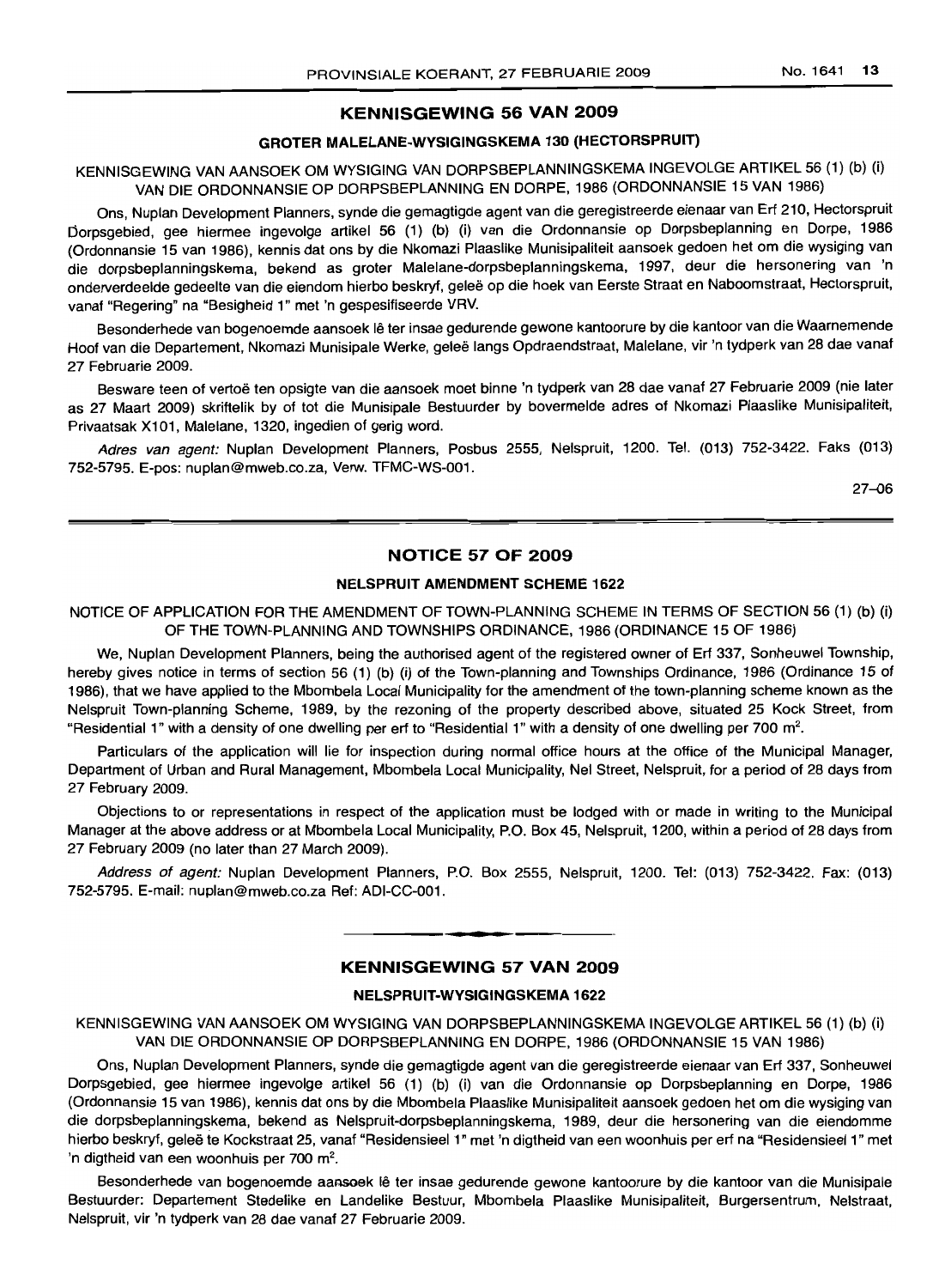## KENNISGEWING 56 VAN 2009

### GROTER MALELANE-WYSIGINGSKEMA 130 (HECTORSPRUIT)

KENNISGEWING VAN AANSOEK OM WYSIGING VAN DORPSBEPLANNINGSKEMA INGEVOLGE ARTIKEL 56 (1) (b) (i) VAN DIE ORDONNANSIE OP DORPSBEPLANNING EN DORPE, 1986 (ORDONNANSIE 15 VAN 1986)

Ons, Nuplan Development Planners, synde die gemagtigde agent van die geregistreerde eienaar van Erf 210, Hectorspruit Dorpsgebied, gee hiermee ingevolge artikel 56 (1) (b) (i) van die Ordonnansie op Dorpsbeplanning en Dorpe, 1986 (Ordonnansie 15 van 1986), kennis dat ons by die Nkomazi Plaaslike Munisipaliteit aansoek gedoen het om die wysiging van die dorpsbeplanningskema, bekend as groter Malelane-dorpsbeplanningskema, 1997, deur die hersonering van 'n onderverdeelde gedeelte van die eiendom hierbo beskryf, geleë op die hoek van Eerste Straat en Naboomstraat, Hectorspruit, vanaf "Regering" na "Besigheid 1" met 'n gespesifiseerde VRV.

Besonderhede van bogenoemde aansoek lê ter insae gedurende gewone kantoorure by die kantoor van die Waarnemende Hoof van die Departement, Nkomazi Munisipale Werke, geleë langs Opdraendstraat, Malelane, vir 'n tydperk van 28 dae vanaf 27 Februarie 2009.

Besware teen of vertoë ten opsigte van die aansoek moet binne 'n tydperk van 28 dae vanaf 27 Februarie 2009 (nie later as 27 Maart 2009) skriftelik by of tot die Munisipale Bestuurder by bovermelde adres of Nkomazi Plaaslike Munisipaliteit, Privaatsak X101, Malelane, 1320, ingedien of gerig word.

*Adres van agent:* Nuplan Development Planners, Posbus 2555, Nelspruit, 1200. Tel. (013) 752-3422. Faks (013) 752-5795. E-pos: nuplan@mweb.co.za, Verw. TFMC-WS-001.

27–06

## NOTICE 57 OF 2009

### NELSPRUIT AMENDMENT SCHEME 1622

NOTICE OF APPLICATION FOR THE AMENDMENT OF TOWN-PLANNING SCHEME IN TERMS OF SECTION 56 (1) (b) (i) OF THE TOWN-PLANNING AND TOWNSHIPS ORDINANCE, 1986 (ORDINANCE 15 OF 1986)

We, Nuplan Development Planners, being the authorised agent of the registered owner of Erf 337, Sonheuwel Township, hereby gives notice in terms of section 56 (1) (b) (i) of the Town-planning and Townships Ordinance, 1986 (Ordinance 15 of 1986), that we have applied to the Mbombela Local Municipality for the amendment of the town-planning scheme known as the Nelspruit Town-planning Scheme, 1989, by the rezoning of the property described above, situated 25 Kock Street, from "Residential 1" with a density of one dwelling per erf to "Residential 1" with a density of one dwelling per 700 m$^2$.

Particulars of the application will lie for inspection during normal office hours at the office of the Municipal Manager, Department of Urban and Rural Management, Mbombela Local Municipality, Nel Street, Nelspruit, for a period of 28 days from 27 February 2009.

Objections to or representations in respect of the application must be lodged with or made in writing to the Municipal Manager at the above address or at Mbombela Local Municipality, P.O. Box 45, Nelspruit, 1200, within a period of 28 days from 27 February 2009 (no later than 27 March 2009).

*Address of agent:* Nuplan Development Planners, P.O. Box 2555, Nelspruit, 1200. Tel: (013) 752-3422. Fax: (013) 752-5795. E-mail: nuplan@mweb.co.za Ref: ADI-CC-001.

## KENNISGEWING 57 VAN 2009

### NELSPRUIT-WYSIGINGSKEMA 1622

KENNISGEWING VAN AANSOEK OM WYSIGING VAN DORPSBEPLANNINGSKEMA INGEVOLGE ARTIKEL 56 (1) (b) (i) VAN DIE ORDONNANSIE OP DORPSBEPLANNING EN DORPE, 1986 (ORDONNANSIE 15 VAN 1986)

Ons, Nuplan Development Planners, synde die gemagtigde agent van die geregistreerde eienaar van Erf 337, Sonheuwel Dorpsgebied, gee hiermee ingevolge artikel 56 (1) (b) (i) van die Ordonnansie op Dorpsbeplanning en Dorpe, 1986 (Ordonnansie 15 van 1986), kennis dat ons by die Mbombela Plaaslike Munisipaliteit aansoek gedoen het om die wysiging van die dorpsbeplanningskema, bekend as Nelspruit-dorpsbeplanningskema, 1989, deur die hersonering van die eiendomme hierbo beskryf, geleë te Kockstraat 25, vanaf "Residensieel 1" met 'n digtheid van een woonhuis per erf na "Residensieel 1" met 'n digtheid van een woonhuis per 700 m$^2$.

Besonderhede van bogenoemde aansoek lê ter insae gedurende gewone kantoorure by die kantoor van die Munisipale Bestuurder: Departement Stedelike en Landelike Bestuur, Mbombela Plaaslike Munisipaliteit, Burgersentrum, Nelstraat, Nelspruit, vir 'n tydperk van 28 dae vanaf 27 Februarie 2009.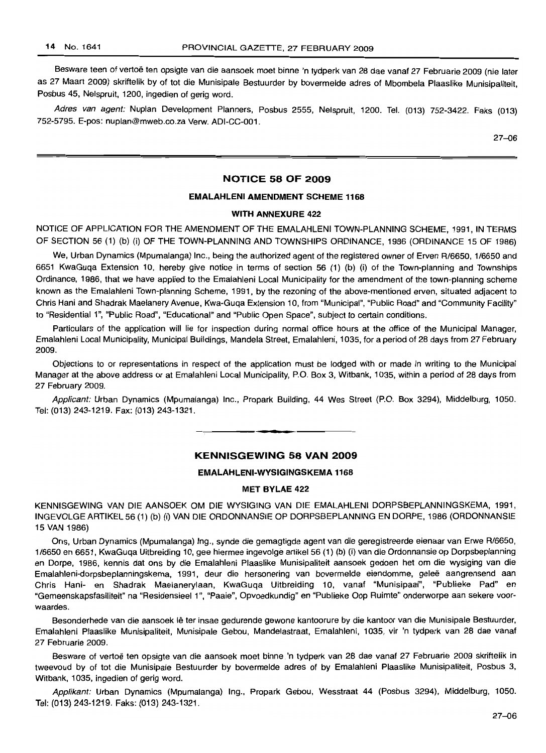Besware teen of vertoë ten opsigte van die aansoek moet binne 'n tydperk van 28 dae vanaf 27 Februarie 2009 (nie later as 27 Maart 2009) skriftelik by of tot die Munisipale Bestuurder by bovermelde adres of Mbombela Plaaslike Munisipaliteit, Posbus 45, Nelspruit, 1200, ingedien of gerig word.

*Adres van agent:* Nuplan Development Planners, Posbus 2555, Nelspruit, 1200. Tel. (013) 752-3422. Faks (013) 752-5795. E-pos: nuplan@mweb.co.za Verw. ADI-CC-001.

27–06

## NOTICE 58 OF 2009

### EMALAHLENI AMENDMENT SCHEME 1168

### WITH ANNEXURE 422

NOTICE OF APPLICATION FOR THE AMENDMENT OF THE EMALAHLENI TOWN-PLANNING SCHEME, 1991, IN TERMS OF SECTION 56 (1) (b) (i) OF THE TOWN-PLANNING AND TOWNSHIPS ORDINANCE, 1986 (ORDINANCE 15 OF 1986)

We, Urban Dynamics (Mpumalanga) Inc., being the authorized agent of the registered owner of Erven R/6650, 1/6650 and 6651 KwaGuqa Extension 10, hereby give notice in terms of section 56 (1) (b) (i) of the Town-planning and Townships Ordinance, 1986, that we have applied to the Emalahleni Local Municipality for the amendment of the town-planning scheme known as the Emalahleni Town-planning Scheme, 1991, by the rezoning of the above-mentioned erven, situated adjacent to Chris Hani and Shadrak Maelanery Avenue, Kwa-Guqa Extension 10, from "Municipal", "Public Road" and "Community Facility" to "Residential 1", "Public Road", "Educational" and "Public Open Space", subject to certain conditions.

Particulars of the application will lie for inspection during normal office hours at the office of the Municipal Manager, Emalahleni Local Municipality, Municipal Buildings, Mandela Street, Emalahleni, 1035, for a period of 28 days from 27 February 2009.

Objections to or representations in respect of the application must be lodged with or made in writing to the Municipal Manager at the above address or at Emalahleni Local Municipality, P.O. Box 3, Witbank, 1035, within a period of 28 days from 27 February 2009.

*Applicant:* Urban Dynamics (Mpumalanga) Inc., Propark Building, 44 Wes Street (P.O. Box 3294), Middelburg, 1050. Tel: (013) 243-1219. Fax: (013) 243-1321.

## KENNISGEWING 58 VAN 2009

### EMALAHLENI-WYSIGINGSKEMA 1168

### MET BYLAE 422

KENNISGEWING VAN DIE AANSOEK OM DIE WYSIGING VAN DIE EMALAHLENI DORPSBEPLANNINGSKEMA, 1991, INGEVOLGE ARTIKEL 56 (1) (b) (i) VAN DIE ORDONNANSIE OP DORPSBEPLANNING EN DORPE, 1986 (ORDONNANSIE 15 VAN 1986)

Ons, Urban Dynamics (Mpumalanga) Ing., synde die gemagtigde agent van die geregistreerde eienaar van Erwe R/6650, 1/6650 en 6651, KwaGuqa Uitbreiding 10, gee hiermee ingevolge artikel 56 (1) (b) (i) van die Ordonnansie op Dorpsbeplanning en Dorpe, 1986, kennis dat ons by die Emalahleni Plaaslike Munisipaliteit aansoek gedoen het om die wysiging van die Emalahleni-dorpsbeplanningskema, 1991, deur die hersonering van bovermelde eiendomme, geleë aangrensend aan Chris Hani- en Shadrak Maelanerylaan, KwaGuqa Uitbreiding 10, vanaf "Munisipaal", "Publieke Pad" en "Gemeenskapsfasiliteit" na "Residensieel 1", "Paaie", Opvoedkundig" en "Publieke Oop Ruimte" onderworpe aan sekere voorwaardes.

Besonderhede van die aansoek lê ter insae gedurende gewone kantoorure by die kantoor van die Munisipale Bestuurder, Emalahleni Plaaslike Munisipaliteit, Munisipale Gebou, Mandelastraat, Emalahleni, 1035, vir 'n tydperk van 28 dae vanaf 27 Februarie 2009.

Besware of vertoë ten opsigte van die aansoek moet binne 'n tydperk van 28 dae vanaf 27 Februarie 2009 skriftelik in tweevoud by of tot die Munisipale Bestuurder by bovermelde adres of by Emalahleni Plaaslike Munisipaliteit, Posbus 3, Witbank, 1035, ingedien of gerig word.

*Applikant:* Urban Dynamics (Mpumalanga) Ing., Propark Gebou, Wesstraat 44 (Posbus 3294), Middelburg, 1050. Tel: (013) 243-1219. Faks: (013) 243-1321.

27–06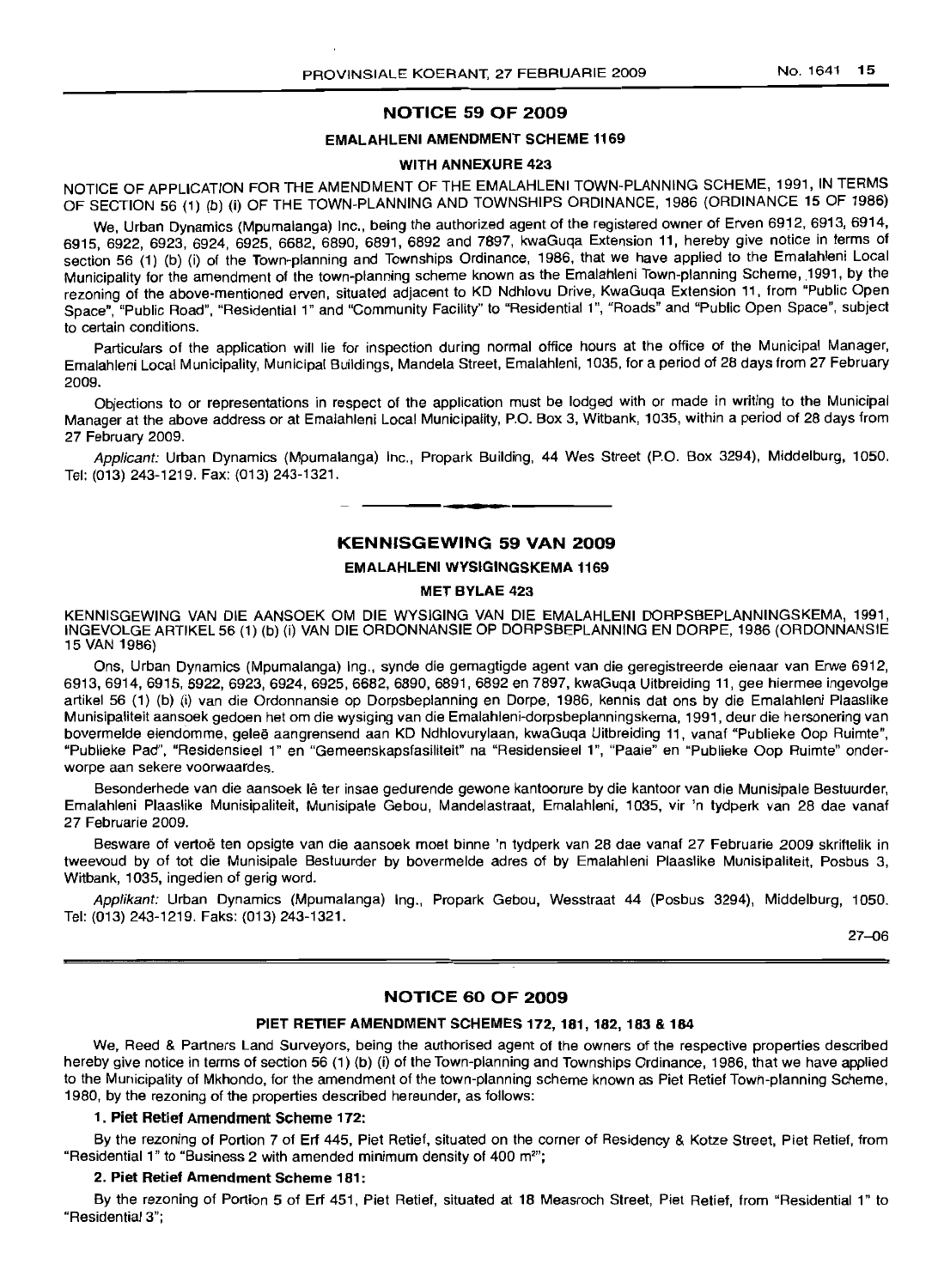## NOTICE 59 OF 2009

### EMALAHLENI AMENDMENT SCHEME 1169

#### WITH ANNEXURE 423

NOTICE OF APPLICATION FOR THE AMENDMENT OF THE EMALAHLENI TOWN-PLANNING SCHEME, 1991, IN TERMS OF SECTION 56 (1) (b) (i) OF THE TOWN-PLANNING AND TOWNSHIPS ORDINANCE, 1986 (ORDINANCE 15 OF 1986)

We, Urban Dynamics (Mpumalanga) Inc., being the authorized agent of the registered owner of Erven 6912, 6913, 6914, 6915, 6922, 6923, 6924, 6925, 6682, 6890, 6891, 6892 and 7897, kwaGuqa Extension 11, hereby give notice in terms of section 56 (1) (b) (i) of the Town-planning and Townships Ordinance, 1986, that we have applied to the Emalahleni Local Municipality for the amendment of the town-planning scheme known as the Emalahleni Town-planning Scheme, 1991, by the rezoning of the above-mentioned erven, situated adjacent to KD Ndhlovu Drive, KwaGuqa Extension 11, from "Public Open Space", "Public Road", "Residential 1" and "Community Facility" to "Residential 1", "Roads" and "Public Open Space", subject to certain conditions.

Particulars of the application will lie for inspection during normal office hours at the office of the Municipal Manager, Emalahleni Local Municipality, Municipal Buildings, Mandela Street, Emalahleni, 1035, for a period of 28 days from 27 February 2009.

Objections to or representations in respect of the application must be lodged with or made in writing to the Municipal Manager at the above address or at Emalahleni Local Municipality, P.O. Box 3, Witbank, 1035, within a period of 28 days from 27 February 2009.

*Applicant:* Urban Dynamics (Mpumalanga) Inc., Propark Building, 44 Wes Street (P.O. Box 3294), Middelburg, 1050. Tel: (013) 243-1219. Fax: (013) 243-1321.

---

## KENNISGEWING 59 VAN 2009

### EMALAHLENI WYSIGINGSKEMA 1169

#### MET BYLAE 423

KENNISGEWING VAN DIE AANSOEK OM DIE WYSIGING VAN DIE EMALAHLENI DORPSBEPLANNINGSKEMA, 1991, INGEVOLGE ARTIKEL 56 (1) (b) (i) VAN DIE ORDONNANSIE OP DORPSBEPLANNING EN DORPE, 1986 (ORDONNANSIE 15 VAN 1986)

Ons, Urban Dynamics (Mpumalanga) Ing., synde die gemagtigde agent van die geregistreerde eienaar van Erwe 6912, 6913, 6914, 6915, 6922, 6923, 6924, 6925, 6682, 6890, 6891, 6892 en 7897, kwaGuqa Uitbreiding 11, gee hiermee ingevolge artikel 56 (1) (b) (i) van die Ordonnansie op Dorpsbeplanning en Dorpe, 1986, kennis dat ons by die Emalahleni Plaaslike Munisipaliteit aansoek gedoen het om die wysiging van die Emalahleni-dorpsbeplanningskema, 1991, deur die hersonering van bovermelde eiendomme, geleë aangrensend aan KD Ndhlovurylaan, kwaGuqa Uitbreiding 11, vanaf "Publieke Oop Ruimte", "Publieke Pad", "Residensieel 1" en "Gemeenskapsfasiliteit" na "Residensieel 1", "Paaie" en "Publieke Oop Ruimte" onderworpe aan sekere voorwaardes.

Besonderhede van die aansoek lê ter insae gedurende gewone kantoorure by die kantoor van die Munisipale Bestuurder, Emalahleni Plaaslike Munisipaliteit, Munisipale Gebou, Mandelastraat, Emalahleni, 1035, vir 'n tydperk van 28 dae vanaf 27 Februarie 2009.

Besware of vertoë ten opsigte van die aansoek moet binne 'n tydperk van 28 dae vanaf 27 Februarie 2009 skriftelik in tweevoud by of tot die Munisipale Bestuurder by bovermelde adres of by Emalahleni Plaaslike Munisipaliteit, Posbus 3, Witbank, 1035, ingedien of gerig word.

*Applikant:* Urban Dynamics (Mpumalanga) Ing., Propark Gebou, Wesstraat 44 (Posbus 3294), Middelburg, 1050. Tel: (013) 243-1219. Faks: (013) 243-1321.

27–06

---

## NOTICE 60 OF 2009

### PIET RETIEF AMENDMENT SCHEMES 172, 181, 182, 183 & 184

We, Reed & Partners Land Surveyors, being the authorised agent of the owners of the respective properties described hereby give notice in terms of section 56 (1) (b) (i) of the Town-planning and Townships Ordinance, 1986, that we have applied to the Municipality of Mkhondo, for the amendment of the town-planning scheme known as Piet Retief Town-planning Scheme, 1980, by the rezoning of the properties described hereunder, as follows:

**1. Piet Retief Amendment Scheme 172:**

By the rezoning of Portion 7 of Erf 445, Piet Retief, situated on the corner of Residency & Kotze Street, Piet Retief, from "Residential 1" to "Business 2 with amended minimum density of 400 m$^2$";

**2. Piet Retief Amendment Scheme 181:**

By the rezoning of Portion 5 of Erf 451, Piet Retief, situated at 18 Measroch Street, Piet Retief, from "Residential 1" to "Residential 3";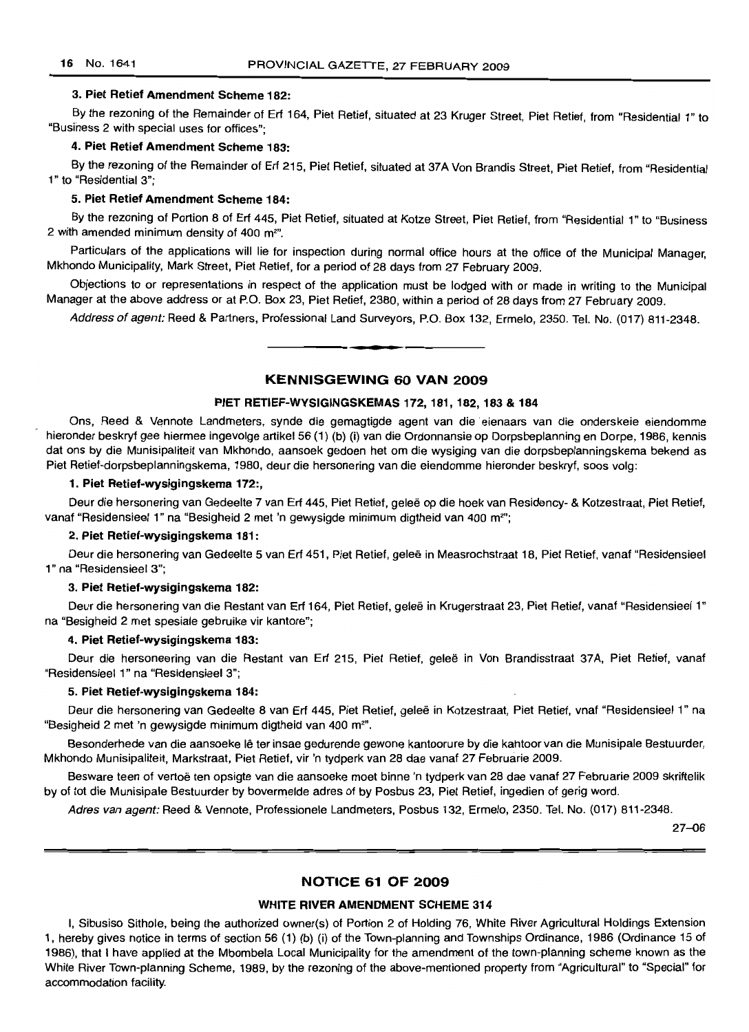**3. Piet Retief Amendment Scheme 182:**

By the rezoning of the Remainder of Erf 164, Piet Retief, situated at 23 Kruger Street, Piet Retief, from "Residential 1" to "Business 2 with special uses for offices";

**4. Piet Retief Amendment Scheme 183:**

By the rezoning of the Remainder of Erf 215, Piet Retief, situated at 37A Von Brandis Street, Piet Retief, from "Residential 1" to "Residential 3";

**5. Piet Retief Amendment Scheme 184:**

By the rezoning of Portion 8 of Erf 445, Piet Retief, situated at Kotze Street, Piet Retief, from "Residential 1" to "Business 2 with amended minimum density of 400 m²".

Particulars of the applications will lie for inspection during normal office hours at the office of the Municipal Manager, Mkhondo Municipality, Mark Street, Piet Retief, for a period of 28 days from 27 February 2009.

Objections to or representations in respect of the application must be lodged with or made in writing to the Municipal Manager at the above address or at P.O. Box 23, Piet Retief, 2380, within a period of 28 days from 27 February 2009.

*Address of agent:* Reed & Partners, Professional Land Surveyors, P.O. Box 132, Ermelo, 2350. Tel. No. (017) 811-2348.

---

## KENNISGEWING 60 VAN 2009

### PIET RETIEF-WYSIGINGSKEMAS 172, 181, 182, 183 & 184

Ons, Reed & Vennote Landmeters, synde die gemagtigde agent van die eienaars van die onderskeie eiendomme hieronder beskryf gee hiermee ingevolge artikel 56 (1) (b) (i) van die Ordonnansie op Dorpsbeplanning en Dorpe, 1986, kennis dat ons by die Munisipaliteit van Mkhondo, aansoek gedoen het om die wysiging van die dorpsbeplanningskema bekend as Piet Retief-dorpsbeplanningskema, 1980, deur die hersonering van die eiendomme hieronder beskryf, soos volg:

**1. Piet Retief-wysigingskema 172:,**

Deur die hersonering van Gedeelte 7 van Erf 445, Piet Retief, geleë op die hoek van Residency- & Kotzestraat, Piet Retief, vanaf "Residensieel 1" na "Besigheid 2 met 'n gewysigde minimum digtheid van 400 m²";

**2. Piet Retief-wysigingskema 181:**

Deur die hersonering van Gedeelte 5 van Erf 451, Piet Retief, geleë in Measrochstraat 18, Piet Retief, vanaf "Residensieel 1" na "Residensieel 3";

**3. Piet Retief-wysigingskema 182:**

Deur die hersonering van die Restant van Erf 164, Piet Retief, geleë in Krugerstraat 23, Piet Retief, vanaf "Residensieel 1" na "Besigheid 2 met spesiale gebruike vir kantore";

**4. Piet Retief-wysigingskema 183:**

Deur die hersoneering van die Restant van Erf 215, Piet Retief, geleë in Von Brandisstraat 37A, Piet Retief, vanaf "Residensieel 1" na "Residensieel 3";

**5. Piet Retief-wysigingskema 184:**

Deur die hersonering van Gedeelte 8 van Erf 445, Piet Retief, geleë in Kotzestraat, Piet Retief, vnaf "Residensieel 1" na "Besigheid 2 met 'n gewysigde minimum digtheid van 400 m²".

Besonderhede van die aansoeke lê ter insae gedurende gewone kantoorure by die kantoor van die Munisipale Bestuurder, Mkhondo Munisipaliteit, Markstraat, Piet Retief, vir 'n tydperk van 28 dae vanaf 27 Februarie 2009.

Besware teen of vertoë ten opsigte van die aansoeke moet binne 'n tydperk van 28 dae vanaf 27 Februarie 2009 skriftelik by of tot die Munisipale Bestuurder by bovermelde adres of by Posbus 23, Piet Retief, ingedien of gerig word.

*Adres van agent:* Reed & Vennote, Professionele Landmeters, Posbus 132, Ermelo, 2350. Tel. No. (017) 811-2348.

27–06

---

## NOTICE 61 OF 2009

### WHITE RIVER AMENDMENT SCHEME 314

I, Sibusiso Sithole, being the authorized owner(s) of Portion 2 of Holding 76, White River Agricultural Holdings Extension 1, hereby gives notice in terms of section 56 (1) (b) (i) of the Town-planning and Townships Ordinance, 1986 (Ordinance 15 of 1986), that I have applied at the Mbombela Local Municipality for the amendment of the town-planning scheme known as the White River Town-planning Scheme, 1989, by the rezoning of the above-mentioned property from "Agricultural" to "Special" for accommodation facility.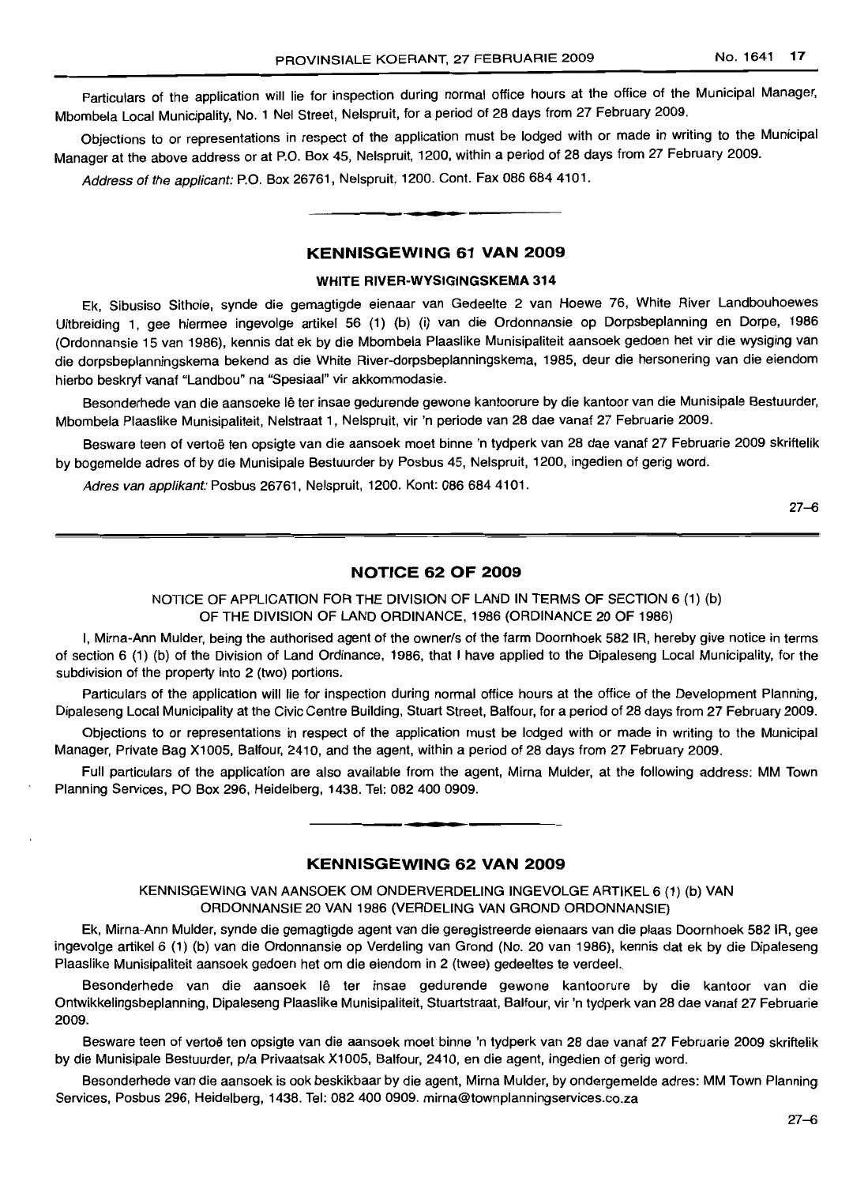Particulars of the application will lie for inspection during normal office hours at the office of the Municipal Manager, Mbombela Local Municipality, No. 1 Nel Street, Nelspruit, for a period of 28 days from 27 February 2009.

Objections to or representations in respect of the application must be lodged with or made in writing to the Municipal Manager at the above address or at P.O. Box 45, Nelspruit, 1200, within a period of 28 days from 27 February 2009.

*Address of the applicant:* P.O. Box 26761, Nelspruit, 1200. Cont. Fax 086 684 4101.

## KENNISGEWING 61 VAN 2009

### WHITE RIVER-WYSIGINGSKEMA 314

Ek, Sibusiso Sithole, synde die gemagtigde eienaar van Gedeelte 2 van Hoewe 76, White River Landbouhoewes Uitbreiding 1, gee hiermee ingevolge artikel 56 (1) (b) (i) van die Ordonnansie op Dorpsbeplanning en Dorpe, 1986 (Ordonnansie 15 van 1986), kennis dat ek by die Mbombela Plaaslike Munisipaliteit aansoek gedoen het vir die wysiging van die dorpsbeplanningskema bekend as die White River-dorpsbeplanningskema, 1985, deur die hersonering van die eiendom hierbo beskryf vanaf "Landbou" na "Spesiaal" vir akkommodasie.

Besonderhede van die aansoeke lê ter insae gedurende gewone kantoorure by die kantoor van die Munisipale Bestuurder, Mbombela Plaaslike Munisipaliteit, Nelstraat 1, Nelspruit, vir 'n periode van 28 dae vanaf 27 Februarie 2009.

Besware teen of vertoë ten opsigte van die aansoek moet binne 'n tydperk van 28 dae vanaf 27 Februarie 2009 skriftelik by bogemelde adres of by die Munisipale Bestuurder by Posbus 45, Nelspruit, 1200, ingedien of gerig word.

*Adres van applikant:* Posbus 26761, Nelspruit, 1200. Kont: 086 684 4101.

27–6

## NOTICE 62 OF 2009

NOTICE OF APPLICATION FOR THE DIVISION OF LAND IN TERMS OF SECTION 6 (1) (b) OF THE DIVISION OF LAND ORDINANCE, 1986 (ORDINANCE 20 OF 1986)

I, Mirna-Ann Mulder, being the authorised agent of the owner/s of the farm Doornhoek 582 IR, hereby give notice in terms of section 6 (1) (b) of the Division of Land Ordinance, 1986, that I have applied to the Dipaleseng Local Municipality, for the subdivision of the property into 2 (two) portions.

Particulars of the application will lie for inspection during normal office hours at the office of the Development Planning, Dipaleseng Local Municipality at the Civic Centre Building, Stuart Street, Balfour, for a period of 28 days from 27 February 2009.

Objections to or representations in respect of the application must be lodged with or made in writing to the Municipal Manager, Private Bag X1005, Balfour, 2410, and the agent, within a period of 28 days from 27 February 2009.

Full particulars of the application are also available from the agent, Mirna Mulder, at the following address: MM Town Planning Services, PO Box 296, Heidelberg, 1438. Tel: 082 400 0909.

## KENNISGEWING 62 VAN 2009

KENNISGEWING VAN AANSOEK OM ONDERVERDELING INGEVOLGE ARTIKEL 6 (1) (b) VAN ORDONNANSIE 20 VAN 1986 (VERDELING VAN GROND ORDONNANSIE)

Ek, Mirna-Ann Mulder, synde die gemagtigde agent van die geregistreerde eienaars van die plaas Doornhoek 582 IR, gee ingevolge artikel 6 (1) (b) van die Ordonnansie op Verdeling van Grond (No. 20 van 1986), kennis dat ek by die Dipaleseng Plaaslike Munisipaliteit aansoek gedoen het om die eiendom in 2 (twee) gedeeltes te verdeel.

Besonderhede van die aansoek lê ter insae gedurende gewone kantoorure by die kantoor van die Ontwikkelingsbeplanning, Dipaleseng Plaaslike Munisipaliteit, Stuartstraat, Balfour, vir 'n tydperk van 28 dae vanaf 27 Februarie 2009.

Besware teen of vertoë ten opsigte van die aansoek moet binne 'n tydperk van 28 dae vanaf 27 Februarie 2009 skriftelik by die Munisipale Bestuurder, p/a Privaatsak X1005, Balfour, 2410, en die agent, ingedien of gerig word.

Besonderhede van die aansoek is ook beskikbaar by die agent, Mirna Mulder, by ondergemelde adres: MM Town Planning Services, Posbus 296, Heidelberg, 1438. Tel: 082 400 0909. mirna@townplanningservices.co.za

27–6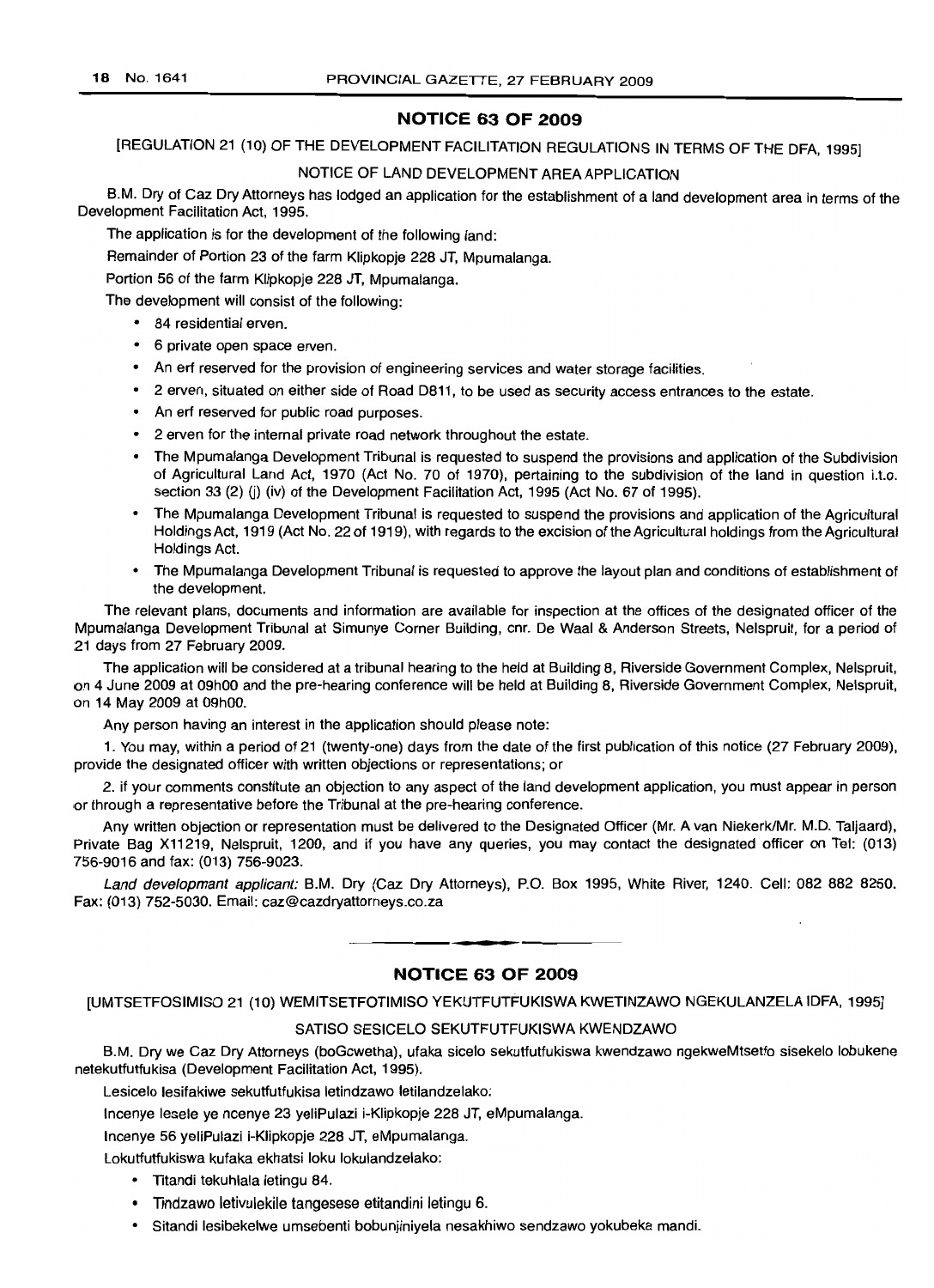## NOTICE 63 OF 2009

[REGULATION 21 (10) OF THE DEVELOPMENT FACILITATION REGULATIONS IN TERMS OF THE DFA, 1995]

NOTICE OF LAND DEVELOPMENT AREA APPLICATION

B.M. Dry of Caz Dry Attorneys has lodged an application for the establishment of a land development area in terms of the Development Facilitation Act, 1995.

The application is for the development of the following land:

Remainder of Portion 23 of the farm Klipkopje 228 JT, Mpumalanga.

Portion 56 of the farm Klipkopje 228 JT, Mpumalanga.

The development will consist of the following:

- 84 residential erven.
- 6 private open space erven.
- An erf reserved for the provision of engineering services and water storage facilities.
- 2 erven, situated on either side of Road D811, to be used as security access entrances to the estate.
- An erf reserved for public road purposes.
- 2 erven for the internal private road network throughout the estate.
- The Mpumalanga Development Tribunal is requested to suspend the provisions and application of the Subdivision of Agricultural Land Act, 1970 (Act No. 70 of 1970), pertaining to the subdivision of the land in question i.t.o. section 33 (2) (j) (iv) of the Development Facilitation Act, 1995 (Act No. 67 of 1995).
- The Mpumalanga Development Tribunal is requested to suspend the provisions and application of the Agricultural Holdings Act, 1919 (Act No. 22 of 1919), with regards to the excision of the Agricultural holdings from the Agricultural Holdings Act.
- The Mpumalanga Development Tribunal is requested to approve the layout plan and conditions of establishment of the development.

The relevant plans, documents and information are available for inspection at the offices of the designated officer of the Mpumalanga Development Tribunal at Simunye Corner Building, cnr. De Waal & Anderson Streets, Nelspruit, for a period of 21 days from 27 February 2009.

The application will be considered at a tribunal hearing to the held at Building 8, Riverside Government Complex, Nelspruit, on 4 June 2009 at 09h00 and the pre-hearing conference will be held at Building 8, Riverside Government Complex, Nelspruit, on 14 May 2009 at 09h00.

Any person having an interest in the application should please note:

1. You may, within a period of 21 (twenty-one) days from the date of the first publication of this notice (27 February 2009), provide the designated officer with written objections or representations; or

2. if your comments constitute an objection to any aspect of the land development application, you must appear in person or through a representative before the Tribunal at the pre-hearing conference.

Any written objection or representation must be delivered to the Designated Officer (Mr. A van Niekerk/Mr. M.D. Taljaard), Private Bag X11219, Nelspruit, 1200, and if you have any queries, you may contact the designated officer on Tel: (013) 756-9016 and fax: (013) 756-9023.

*Land development applicant:* B.M. Dry (Caz Dry Attorneys), P.O. Box 1995, White River, 1240. Cell: 082 882 8250. Fax: (013) 752-5030. Email: caz@cazdryattorneys.co.za

---

## NOTICE 63 OF 2009

[UMTSETFOSIMISO 21 (10) WEMITSETFOTIMISO YEKUTFUTFUKISWA KWETINZAWO NGEKULANZELA IDFA, 1995]

SATISO SESICELO SEKUTFUTFUKISWA KWENDZAWO

B.M. Dry we Caz Dry Attorneys (boGcwetha), ufaka sicelo sekutfutfukiswa kwendzawo ngekweMtsetfo sisekelo lobukene netekutfutfukisa (Development Facilitation Act, 1995).

Lesicelo lesifakiwe sekutfutfukisa letindzawo letilandzelako:

Incenye lesele ye ncenye 23 yeliPulazi i-Klipkopje 228 JT, eMpumalanga.

Incenye 56 yeliPulazi i-Klipkopje 228 JT, eMpumalanga.

Lokutfutfukiswa kufaka ekhatsi loku lokulandzelako:

- Titandi tekuhlala letingu 84.
- Tindzawo letivulekile tangesese etitandini letingu 6.
- Sitandi lesibekelwe umsebenti bobunjiniyela nesakhiwo sendzawo yokubeka mandi.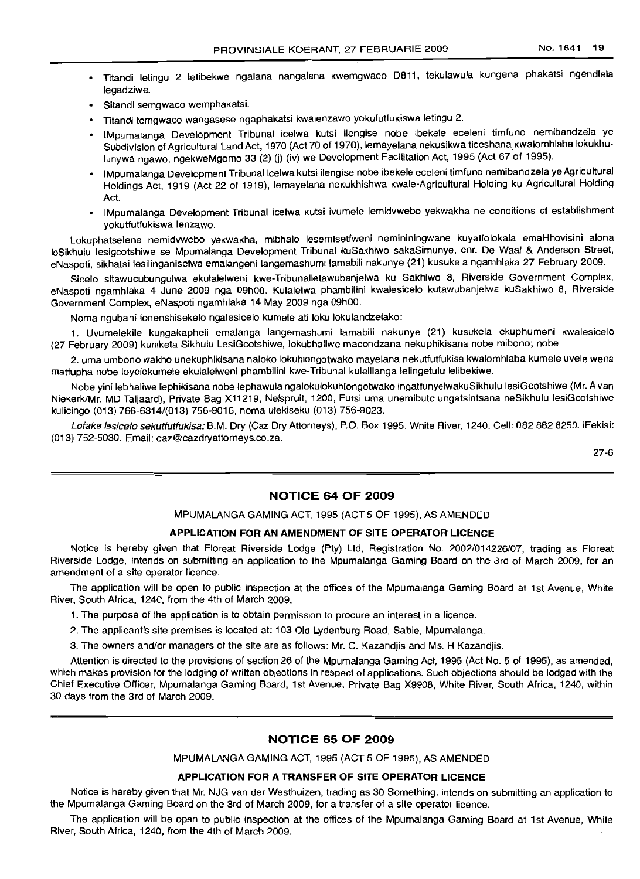- Titandi letingu 2 letibekwe ngalana nangalana kwemgwaco D811, tekulawula kungena phakatsi ngendlela legadziwe.
- Sitandi semgwaco wemphakatsi.
- Titandi temgwaco wangasese ngaphakatsi kwalenzawo yokufutfukiswa letingu 2.
- IMpumalanga Development Tribunal icelwa kutsi ilengise nobe ibekele eceleni timfuno nemibandzela ye Subdivision of Agricultural Land Act, 1970 (Act 70 of 1970), lemayelana nekusikwa ticeshana kwalomhlaba lokukhulunywa ngawo, ngekweMgomo 33 (2) (j) (iv) we Development Facilitation Act, 1995 (Act 67 of 1995).
- IMpumalanga Development Tribunal icelwa kutsi ilengise nobe ibekele eceleni timfuno nemibandzela ye Agricultural Holdings Act, 1919 (Act 22 of 1919), lemayelana nekukhishwa kwale-Agricultural Holding ku Agricultural Holding Act.
- IMpumalanga Development Tribunal icelwa kutsi ivumele lemidvwebo yekwakha ne conditions of establishment yokutfutfukiswa lenzawo.

Lokuphatselene nemidvwebo yekwakha, mibhalo lesemtsetfweni nemininingwane kuyatfolokala emaHhovisini alona loSikhulu lesigcotshiwe se Mpumalanga Development Tribunal kuSakhiwo sakaSimunye, cnr. De Waal & Anderson Street, eNaspoti, sikhatsi lesilinganiselwa emalangeni langemashumi lamabili nakunye (21) kusukela ngamhlaka 27 February 2009.

Sicelo sitawucubungulwa ekulalelweni kwe-Tribunalletawubanjelwa ku Sakhiwo 8, Riverside Government Complex, eNaspoti ngamhlaka 4 June 2009 nga 09h00. Kulalelwa phambilini kwalesicelo kutawubanjelwa kuSakhiwo 8, Riverside Government Complex, eNaspoti ngamhlaka 14 May 2009 nga 09h00.

Noma ngubani lonenshisekelo ngalesicelo kumele ati loku lokulandzelako:

1. Uvumelekile kungakapheli emalanga langemashumi lamabili nakunye (21) kusukela ekuphumeni kwalesicelo (27 February 2009) kunikela Sikhulu LesiGcotshiwe, lokubhaliwe macondzana nekuphikisana nobe mibono; nobe

2. uma umbono wakho unekuphikisana naloko lokuhlongotwako mayelana nekutfutfukisa kwalomhlaba kumele uvele wena matfupha nobe loyolokumele ekulalelweni phambilini kwe-Tribunal kulelilanga lelingetulu lelibekiwe.

Nobe yini lebhaliwe lephikisana nobe lephawula ngalokulokuhlongotwako ingatfunyelwakuSikhulu lesiGcotshiwe (Mr. A van Niekerk/Mr. MD Taljaard), Private Bag X11219, Nelspruit, 1200, Futsi uma unemibuto ungatsintsana neSikhulu lesiGcotshiwe kulicingo (013) 766-6314/(013) 756-9016, noma ufekiseku (013) 756-9023.

*Lofake lesicelo sekutfutfukisa:* B.M. Dry (Caz Dry Attorneys), P.O. Box 1995, White River, 1240. Cell: 082 882 8250. iFekisi: (013) 752-5030. Email: caz@cazdryattorneys.co.za.

27-6

## NOTICE 64 OF 2009

MPUMALANGA GAMING ACT, 1995 (ACT 5 OF 1995), AS AMENDED

### APPLICATION FOR AN AMENDMENT OF SITE OPERATOR LICENCE

Notice is hereby given that Floreat Riverside Lodge (Pty) Ltd, Registration No. 2002/014226/07, trading as Floreat Riverside Lodge, intends on submitting an application to the Mpumalanga Gaming Board on the 3rd of March 2009, for an amendment of a site operator licence.

The application will be open to public inspection at the offices of the Mpumalanga Gaming Board at 1st Avenue, White River, South Africa, 1240, from the 4th of March 2009.

1. The purpose of the application is to obtain permission to procure an interest in a licence.
2. The applicant's site premises is located at: 103 Old Lydenburg Road, Sabie, Mpumalanga.
3. The owners and/or managers of the site are as follows: Mr. C. Kazandjis and Ms. H Kazandjis.

Attention is directed to the provisions of section 26 of the Mpumalanga Gaming Act, 1995 (Act No. 5 of 1995), as amended, which makes provision for the lodging of written objections in respect of applications. Such objections should be lodged with the Chief Executive Officer, Mpumalanga Gaming Board, 1st Avenue, Private Bag X9908, White River, South Africa, 1240, within 30 days from the 3rd of March 2009.

## NOTICE 65 OF 2009

MPUMALANGA GAMING ACT, 1995 (ACT 5 OF 1995), AS AMENDED

### APPLICATION FOR A TRANSFER OF SITE OPERATOR LICENCE

Notice is hereby given that Mr. NJG van der Westhuizen, trading as 30 Something, intends on submitting an application to the Mpumalanga Gaming Board on the 3rd of March 2009, for a transfer of a site operator licence.

The application will be open to public inspection at the offices of the Mpumalanga Gaming Board at 1st Avenue, White River, South Africa, 1240, from the 4th of March 2009.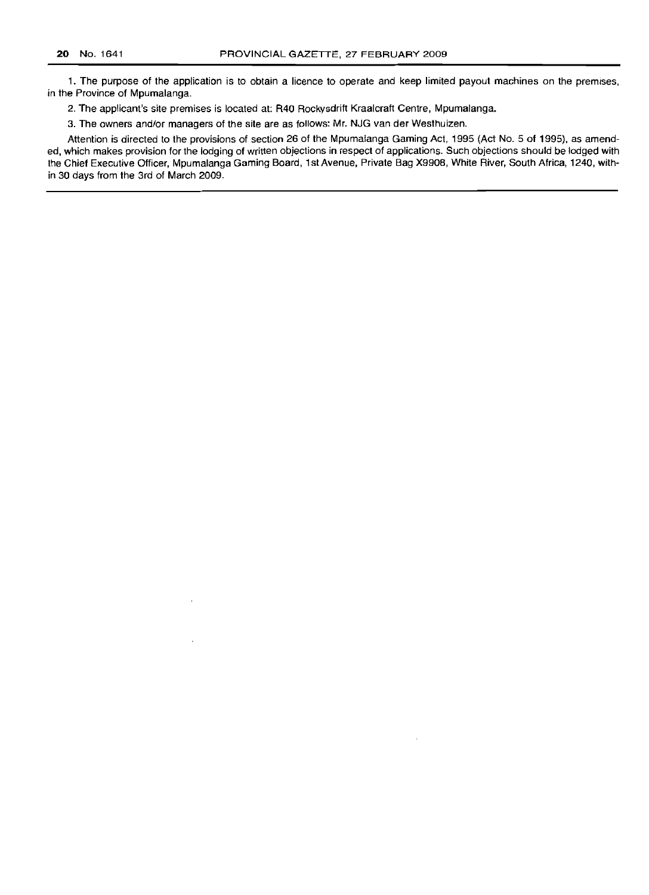1. The purpose of the application is to obtain a licence to operate and keep limited payout machines on the premises, in the Province of Mpumalanga.

2. The applicant's site premises is located at: R40 Rockysdrift Kraalcraft Centre, Mpumalanga.

3. The owners and/or managers of the site are as follows: Mr. NJG van der Westhuizen.

Attention is directed to the provisions of section 26 of the Mpumalanga Gaming Act, 1995 (Act No. 5 of 1995), as amended, which makes provision for the lodging of written objections in respect of applications. Such objections should be lodged with the Chief Executive Officer, Mpumalanga Gaming Board, 1st Avenue, Private Bag X9908, White River, South Africa, 1240, within 30 days from the 3rd of March 2009.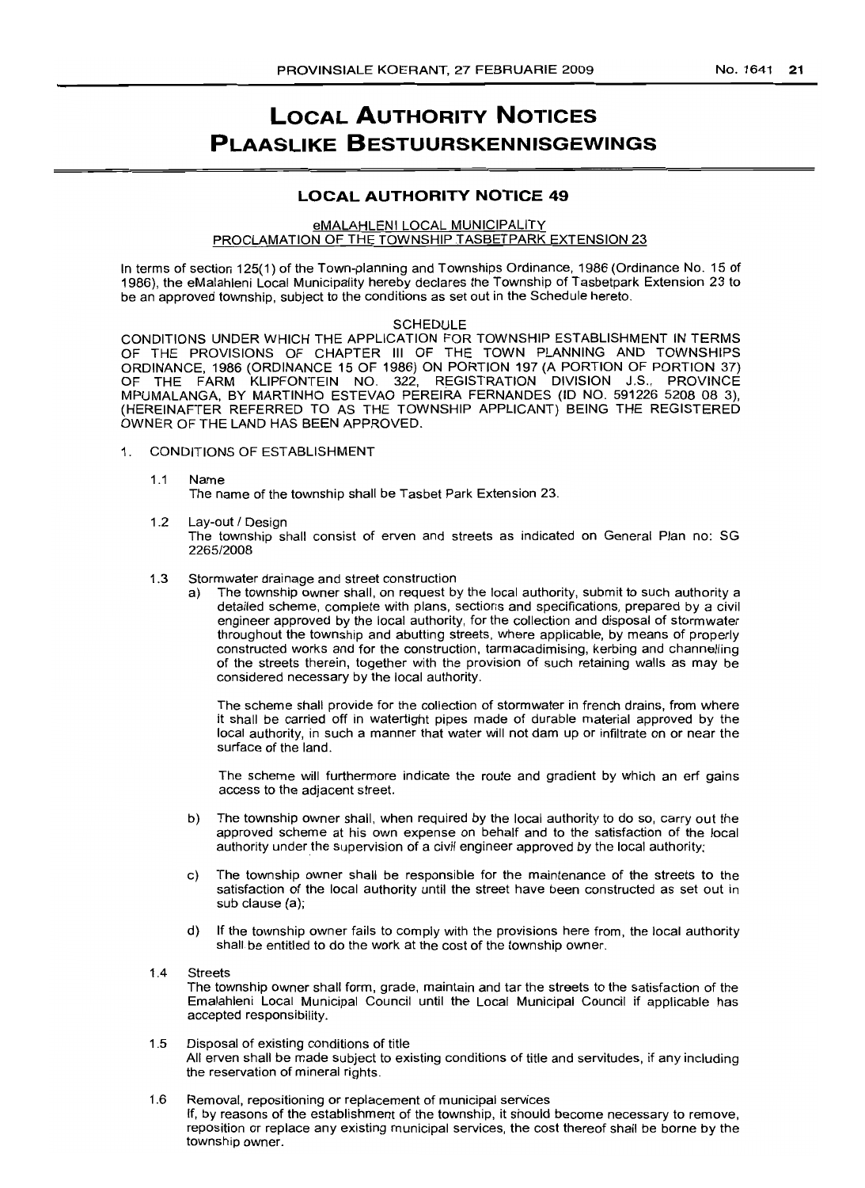# LOCAL AUTHORITY NOTICES

# PLAASLIKE BESTUURSKENNISGEWINGS

## LOCAL AUTHORITY NOTICE 49

eMALAHLENI LOCAL MUNICIPALITY

PROCLAMATION OF THE TOWNSHIP TASBETPARK EXTENSION 23

In terms of section 125(1) of the Town-planning and Townships Ordinance, 1986 (Ordinance No. 15 of 1986), the eMalahleni Local Municipality hereby declares the Township of Tasbetpark Extension 23 to be an approved township, subject to the conditions as set out in the Schedule hereto.

SCHEDULE

CONDITIONS UNDER WHICH THE APPLICATION FOR TOWNSHIP ESTABLISHMENT IN TERMS OF THE PROVISIONS OF CHAPTER III OF THE TOWN PLANNING AND TOWNSHIPS ORDINANCE, 1986 (ORDINANCE 15 OF 1986) ON PORTION 197 (A PORTION OF PORTION 37) OF THE FARM KLIPFONTEIN NO. 322, REGISTRATION DIVISION J.S., PROVINCE MPUMALANGA, BY MARTINHO ESTEVAO PEREIRA FERNANDES (ID NO. 591226 5208 08 3), (HEREINAFTER REFERRED TO AS THE TOWNSHIP APPLICANT) BEING THE REGISTERED OWNER OF THE LAND HAS BEEN APPROVED.

1. CONDITIONS OF ESTABLISHMENT

1.1 Name

The name of the township shall be Tasbet Park Extension 23.

1.2 Lay-out / Design

The township shall consist of erven and streets as indicated on General Plan no: SG 2265/2008

1.3 Stormwater drainage and street construction

a) The township owner shall, on request by the local authority, submit to such authority a detailed scheme, complete with plans, sections and specifications, prepared by a civil engineer approved by the local authority, for the collection and disposal of stormwater throughout the township and abutting streets, where applicable, by means of properly constructed works and for the construction, tarmacadimising, kerbing and channelling of the streets therein, together with the provision of such retaining walls as may be considered necessary by the local authority.

The scheme shall provide for the collection of stormwater in french drains, from where it shall be carried off in watertight pipes made of durable material approved by the local authority, in such a manner that water will not dam up or infiltrate on or near the surface of the land.

The scheme will furthermore indicate the route and gradient by which an erf gains access to the adjacent street.

b) The township owner shall, when required by the local authority to do so, carry out the approved scheme at his own expense on behalf and to the satisfaction of the local authority under the supervision of a civil engineer approved by the local authority;

c) The township owner shall be responsible for the maintenance of the streets to the satisfaction of the local authority until the street have been constructed as set out in sub clause (a);

d) If the township owner fails to comply with the provisions here from, the local authority shall be entitled to do the work at the cost of the township owner.

1.4 Streets

The township owner shall form, grade, maintain and tar the streets to the satisfaction of the Emalahleni Local Municipal Council until the Local Municipal Council if applicable has accepted responsibility.

1.5 Disposal of existing conditions of title

All erven shall be made subject to existing conditions of title and servitudes, if any including the reservation of mineral rights.

1.6 Removal, repositioning or replacement of municipal services

If, by reasons of the establishment of the township, it should become necessary to remove, reposition or replace any existing municipal services, the cost thereof shall be borne by the township owner.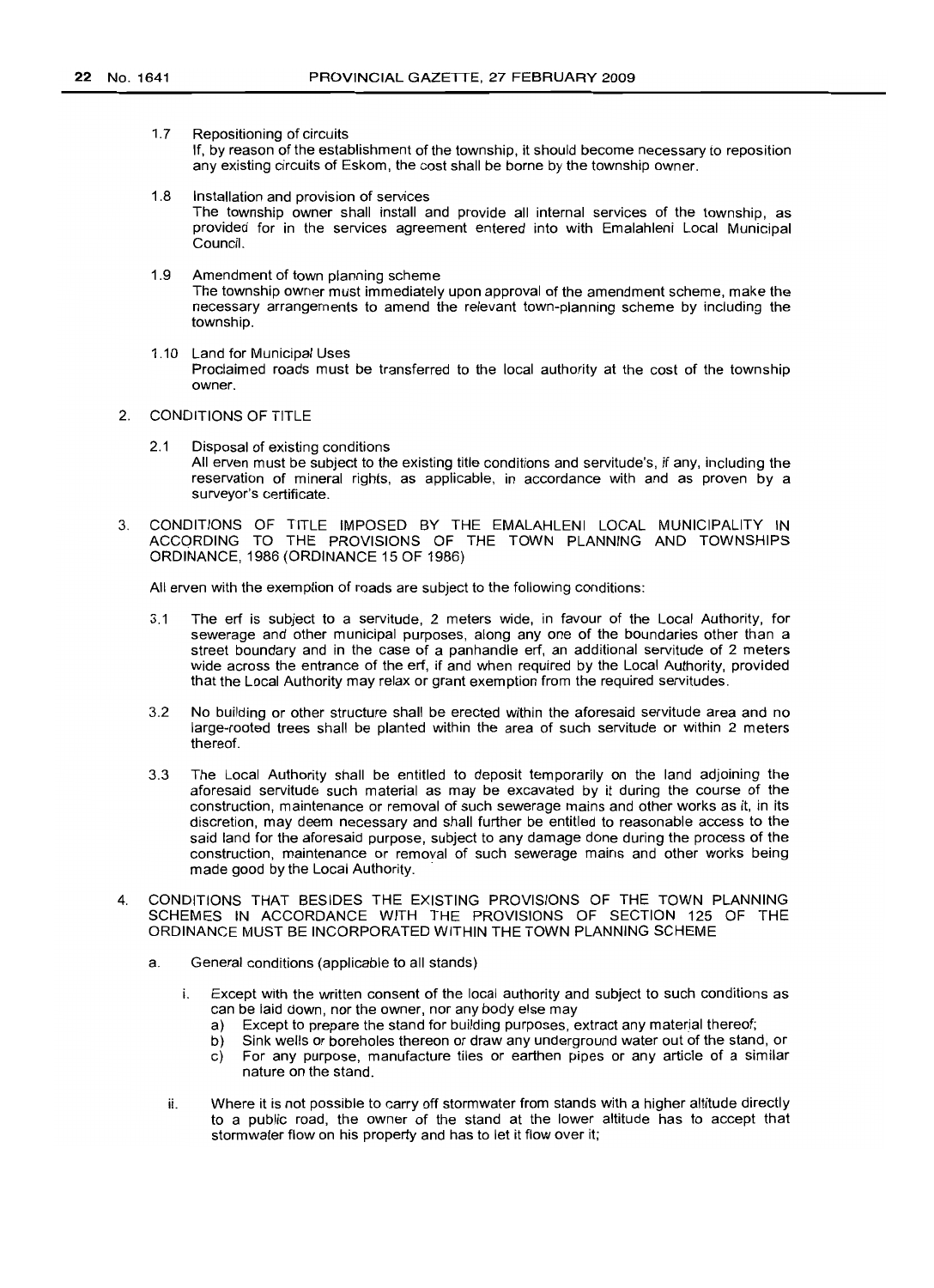1.7 Repositioning of circuits
If, by reason of the establishment of the township, it should become necessary to reposition any existing circuits of Eskom, the cost shall be borne by the township owner.

1.8 Installation and provision of services
The township owner shall install and provide all internal services of the township, as provided for in the services agreement entered into with Emalahleni Local Municipal Council.

1.9 Amendment of town planning scheme
The township owner must immediately upon approval of the amendment scheme, make the necessary arrangements to amend the relevant town-planning scheme by including the township.

1.10 Land for Municipal Uses
Proclaimed roads must be transferred to the local authority at the cost of the township owner.

2. CONDITIONS OF TITLE

2.1 Disposal of existing conditions
All erven must be subject to the existing title conditions and servitude's, if any, including the reservation of mineral rights, as applicable, in accordance with and as proven by a surveyor's certificate.

3. CONDITIONS OF TITLE IMPOSED BY THE EMALAHLENI LOCAL MUNICIPALITY IN ACCORDING TO THE PROVISIONS OF THE TOWN PLANNING AND TOWNSHIPS ORDINANCE, 1986 (ORDINANCE 15 OF 1986)

All erven with the exemption of roads are subject to the following conditions:

3.1 The erf is subject to a servitude, 2 meters wide, in favour of the Local Authority, for sewerage and other municipal purposes, along any one of the boundaries other than a street boundary and in the case of a panhandle erf, an additional servitude of 2 meters wide across the entrance of the erf, if and when required by the Local Authority, provided that the Local Authority may relax or grant exemption from the required servitudes.

3.2 No building or other structure shall be erected within the aforesaid servitude area and no large-rooted trees shall be planted within the area of such servitude or within 2 meters thereof.

3.3 The Local Authority shall be entitled to deposit temporarily on the land adjoining the aforesaid servitude such material as may be excavated by it during the course of the construction, maintenance or removal of such sewerage mains and other works as it, in its discretion, may deem necessary and shall further be entitled to reasonable access to the said land for the aforesaid purpose, subject to any damage done during the process of the construction, maintenance or removal of such sewerage mains and other works being made good by the Local Authority.

4. CONDITIONS THAT BESIDES THE EXISTING PROVISIONS OF THE TOWN PLANNING SCHEMES IN ACCORDANCE WITH THE PROVISIONS OF SECTION 125 OF THE ORDINANCE MUST BE INCORPORATED WITHIN THE TOWN PLANNING SCHEME

a. General conditions (applicable to all stands)

i. Except with the written consent of the local authority and subject to such conditions as can be laid down, nor the owner, nor any body else may
   a) Except to prepare the stand for building purposes, extract any material thereof;
   b) Sink wells or boreholes thereon or draw any underground water out of the stand, or
   c) For any purpose, manufacture tiles or earthen pipes or any article of a similar nature on the stand.

ii. Where it is not possible to carry off stormwater from stands with a higher altitude directly to a public road, the owner of the stand at the lower altitude has to accept that stormwater flow on his property and has to let it flow over it;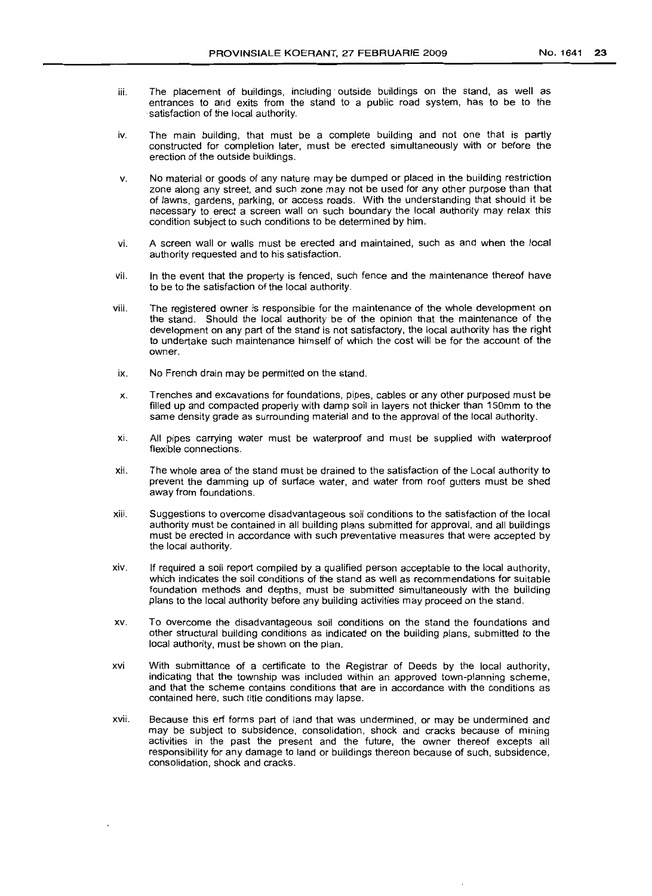iii. The placement of buildings, including outside buildings on the stand, as well as entrances to and exits from the stand to a public road system, has to be to the satisfaction of the local authority.

iv. The main building, that must be a complete building and not one that is partly constructed for completion later, must be erected simultaneously with or before the erection of the outside buildings.

v. No material or goods of any nature may be dumped or placed in the building restriction zone along any street, and such zone may not be used for any other purpose than that of lawns, gardens, parking, or access roads. With the understanding that should it be necessary to erect a screen wall on such boundary the local authority may relax this condition subject to such conditions to be determined by him.

vi. A screen wall or walls must be erected and maintained, such as and when the local authority requested and to his satisfaction.

vii. In the event that the property is fenced, such fence and the maintenance thereof have to be to the satisfaction of the local authority.

viii. The registered owner is responsible for the maintenance of the whole development on the stand. Should the local authority be of the opinion that the maintenance of the development on any part of the stand is not satisfactory, the local authority has the right to undertake such maintenance himself of which the cost will be for the account of the owner.

ix. No French drain may be permitted on the stand.

x. Trenches and excavations for foundations, pipes, cables or any other purposed must be filled up and compacted properly with damp soil in layers not thicker than 150mm to the same density grade as surrounding material and to the approval of the local authority.

xi. All pipes carrying water must be waterproof and must be supplied with waterproof flexible connections.

xii. The whole area of the stand must be drained to the satisfaction of the Local authority to prevent the damming up of surface water, and water from roof gutters must be shed away from foundations.

xiii. Suggestions to overcome disadvantageous soil conditions to the satisfaction of the local authority must be contained in all building plans submitted for approval, and all buildings must be erected in accordance with such preventative measures that were accepted by the local authority.

xiv. If required a soil report compiled by a qualified person acceptable to the local authority, which indicates the soil conditions of the stand as well as recommendations for suitable foundation methods and depths, must be submitted simultaneously with the building plans to the local authority before any building activities may proceed on the stand.

xv. To overcome the disadvantageous soil conditions on the stand the foundations and other structural building conditions as indicated on the building plans, submitted to the local authority, must be shown on the plan.

xvi With submittance of a certificate to the Registrar of Deeds by the local authority, indicating that the township was included within an approved town-planning scheme, and that the scheme contains conditions that are in accordance with the conditions as contained here, such title conditions may lapse.

xvii. Because this erf forms part of land that was undermined, or may be undermined and may be subject to subsidence, consolidation, shock and cracks because of mining activities in the past the present and the future, the owner thereof excepts all responsibility for any damage to land or buildings thereon because of such, subsidence, consolidation, shock and cracks.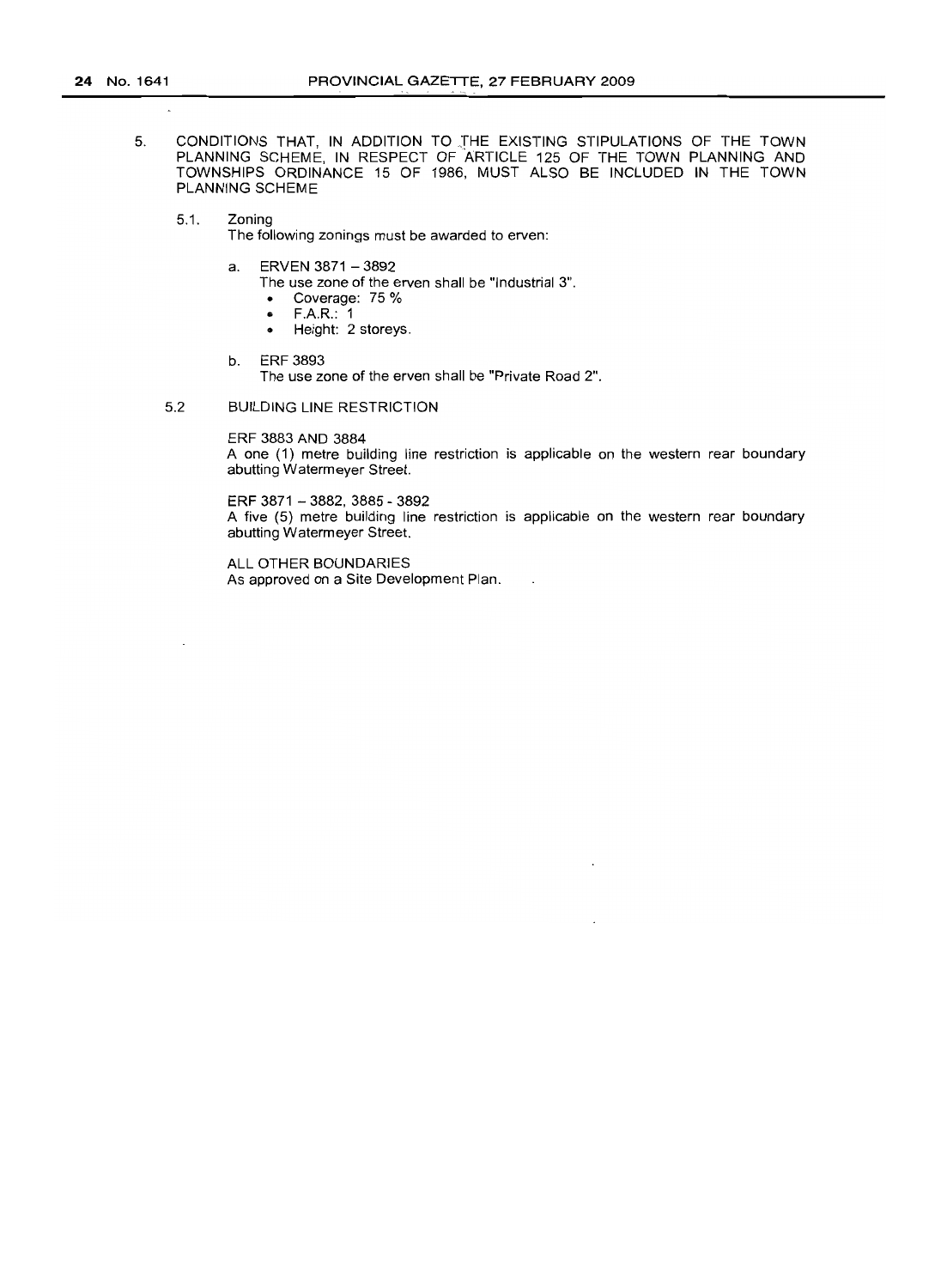5. CONDITIONS THAT, IN ADDITION TO THE EXISTING STIPULATIONS OF THE TOWN PLANNING SCHEME, IN RESPECT OF ARTICLE 125 OF THE TOWN PLANNING AND TOWNSHIPS ORDINANCE 15 OF 1986, MUST ALSO BE INCLUDED IN THE TOWN PLANNING SCHEME

   5.1. Zoning

   The following zonings must be awarded to erven:

   a. ERVEN 3871 – 3892

      The use zone of the erven shall be "Industrial 3".

      - Coverage: 75 %
      - F.A.R.: 1
      - Height: 2 storeys.

   b. ERF 3893

      The use zone of the erven shall be "Private Road 2".

   5.2 BUILDING LINE RESTRICTION

   ERF 3883 AND 3884

   A one (1) metre building line restriction is applicable on the western rear boundary abutting Watermeyer Street.

   ERF 3871 – 3882, 3885 - 3892

   A five (5) metre building line restriction is applicable on the western rear boundary abutting Watermeyer Street.

   ALL OTHER BOUNDARIES

   As approved on a Site Development Plan.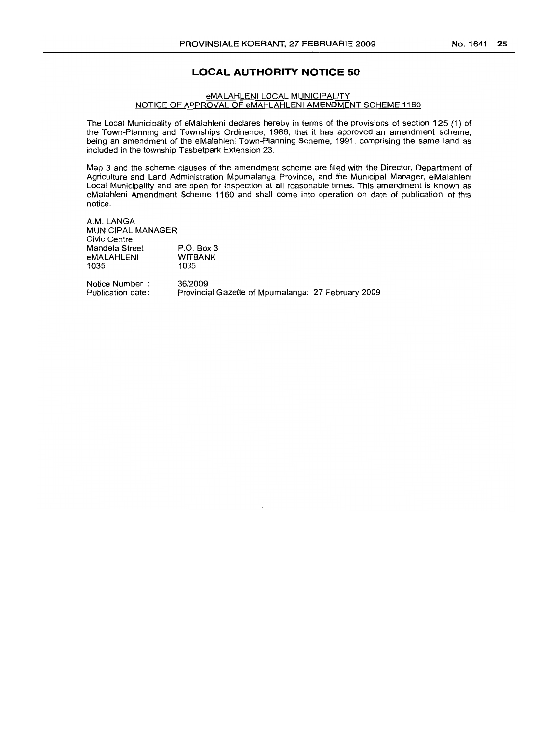## LOCAL AUTHORITY NOTICE 50

**eMALAHLENI LOCAL MUNICIPALITY**
**NOTICE OF APPROVAL OF eMAHLAHLENI AMENDMENT SCHEME 1160**

The Local Municipality of eMalahleni declares hereby in terms of the provisions of section 125 (1) of the Town-Planning and Townships Ordinance, 1986, that it has approved an amendment scheme, being an amendment of the eMalahleni Town-Planning Scheme, 1991, comprising the same land as included in the township Tasbetpark Extension 23.

Map 3 and the scheme clauses of the amendment scheme are filed with the Director, Department of Agriculture and Land Administration Mpumalanga Province, and the Municipal Manager, eMalahleni Local Municipality and are open for inspection at all reasonable times. This amendment is known as eMalahleni Amendment Scheme 1160 and shall come into operation on date of publication of this notice.

A.M. LANGA
MUNICIPAL MANAGER
Civic Centre

| | |
|---|---|
| Mandela Street | P.O. Box 3 |
| eMALAHLENI | WITBANK |
| 1035 | 1035 |

| | |
|---|---|
| Notice Number : | 36/2009 |
| Publication date: | Provincial Gazette of Mpumalanga: 27 February 2009 |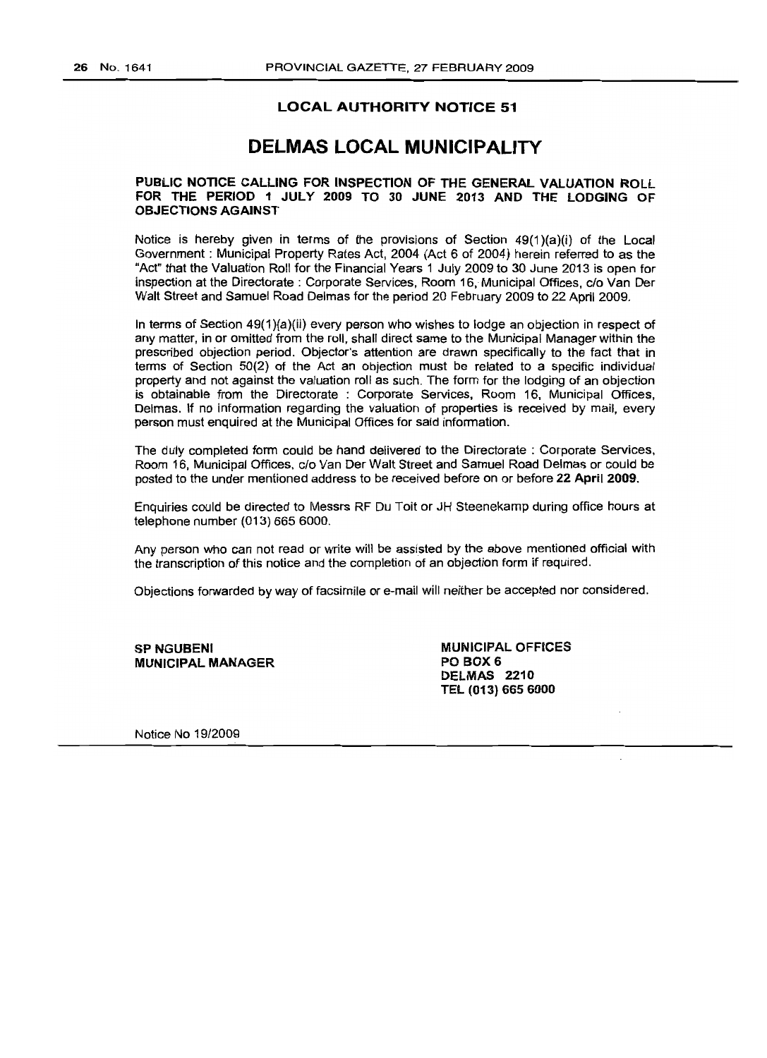## LOCAL AUTHORITY NOTICE 51

# DELMAS LOCAL MUNICIPALITY

**PUBLIC NOTICE CALLING FOR INSPECTION OF THE GENERAL VALUATION ROLL FOR THE PERIOD 1 JULY 2009 TO 30 JUNE 2013 AND THE LODGING OF OBJECTIONS AGAINST**

Notice is hereby given in terms of the provisions of Section 49(1)(a)(i) of the Local Government : Municipal Property Rates Act, 2004 (Act 6 of 2004) herein referred to as the "Act" that the Valuation Roll for the Financial Years 1 July 2009 to 30 June 2013 is open for inspection at the Directorate : Corporate Services, Room 16, Municipal Offices, c/o Van Der Walt Street and Samuel Road Delmas for the period 20 February 2009 to 22 April 2009.

In terms of Section 49(1)(a)(ii) every person who wishes to lodge an objection in respect of any matter, in or omitted from the roll, shall direct same to the Municipal Manager within the prescribed objection period. Objector's attention are drawn specifically to the fact that in terms of Section 50(2) of the Act an objection must be related to a specific individual property and not against the valuation roll as such. The form for the lodging of an objection is obtainable from the Directorate : Corporate Services, Room 16, Municipal Offices, Delmas. If no information regarding the valuation of properties is received by mail, every person must enquired at the Municipal Offices for said information.

The duly completed form could be hand delivered to the Directorate : Corporate Services, Room 16, Municipal Offices, c/o Van Der Walt Street and Samuel Road Delmas or could be posted to the under mentioned address to be received before on or before **22 April 2009.**

Enquiries could be directed to Messrs RF Du Toit or JH Steenekamp during office hours at telephone number (013) 665 6000.

Any person who can not read or write will be assisted by the above mentioned official with the transcription of this notice and the completion of an objection form if required.

Objections forwarded by way of facsimile or e-mail will neither be accepted nor considered.

**SP NGUBENI**
**MUNICIPAL MANAGER**

**MUNICIPAL OFFICES**
**PO BOX 6**
**DELMAS 2210**
**TEL (013) 665 6000**

Notice No 19/2009